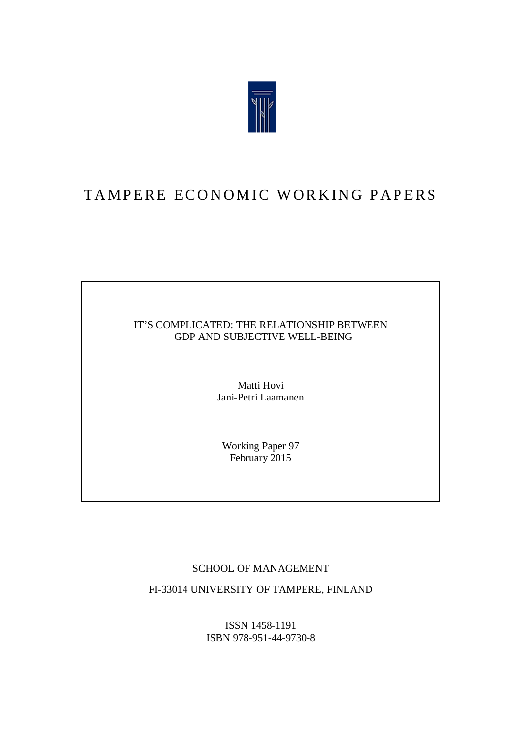# TAMPERE ECONOMIC WORKING PAPERS

IT'S COMPLICATED: THE RELATIONSHIP BETWEEN GDP AND SUBJECTIVE WELL-BEING

Matti Hovi
Jani-Petri Laamanen

Working Paper 97
February 2015

SCHOOL OF MANAGEMENT

FI-33014 UNIVERSITY OF TAMPERE, FINLAND

ISSN 1458-1191
ISBN 978-951-44-9730-8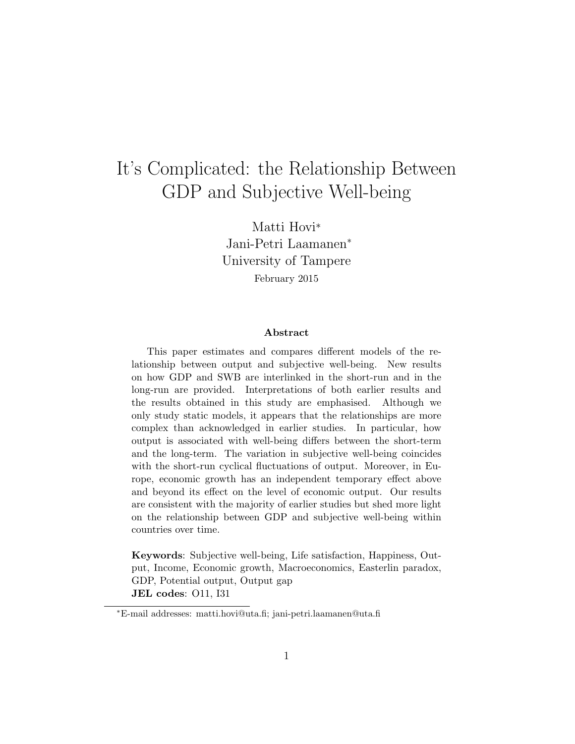# It's Complicated: the Relationship Between GDP and Subjective Well-being

Matti Hovi*
Jani-Petri Laamanen*
University of Tampere

February 2015

### Abstract

This paper estimates and compares different models of the relationship between output and subjective well-being. New results on how GDP and SWB are interlinked in the short-run and in the long-run are provided. Interpretations of both earlier results and the results obtained in this study are emphasised. Although we only study static models, it appears that the relationships are more complex than acknowledged in earlier studies. In particular, how output is associated with well-being differs between the short-term and the long-term. The variation in subjective well-being coincides with the short-run cyclical fluctuations of output. Moreover, in Europe, economic growth has an independent temporary effect above and beyond its effect on the level of economic output. Our results are consistent with the majority of earlier studies but shed more light on the relationship between GDP and subjective well-being within countries over time.

**Keywords**: Subjective well-being, Life satisfaction, Happiness, Output, Income, Economic growth, Macroeconomics, Easterlin paradox, GDP, Potential output, Output gap

**JEL codes**: O11, I31

---

*E-mail addresses: matti.hovi@uta.fi; jani-petri.laamanen@uta.fi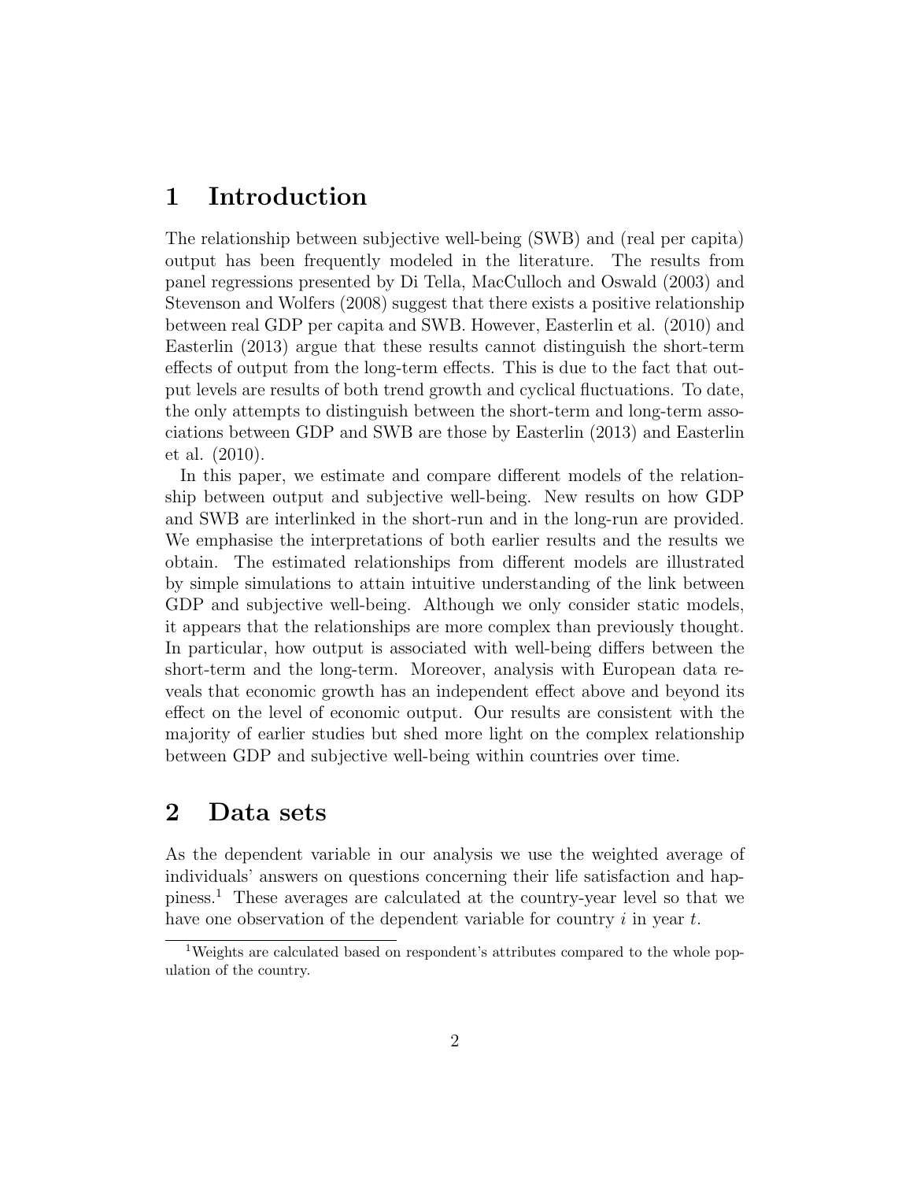# 1 Introduction

The relationship between subjective well-being (SWB) and (real per capita) output has been frequently modeled in the literature. The results from panel regressions presented by Di Tella, MacCulloch and Oswald (2003) and Stevenson and Wolfers (2008) suggest that there exists a positive relationship between real GDP per capita and SWB. However, Easterlin et al. (2010) and Easterlin (2013) argue that these results cannot distinguish the short-term effects of output from the long-term effects. This is due to the fact that output levels are results of both trend growth and cyclical fluctuations. To date, the only attempts to distinguish between the short-term and long-term associations between GDP and SWB are those by Easterlin (2013) and Easterlin et al. (2010).

In this paper, we estimate and compare different models of the relationship between output and subjective well-being. New results on how GDP and SWB are interlinked in the short-run and in the long-run are provided. We emphasise the interpretations of both earlier results and the results we obtain. The estimated relationships from different models are illustrated by simple simulations to attain intuitive understanding of the link between GDP and subjective well-being. Although we only consider static models, it appears that the relationships are more complex than previously thought. In particular, how output is associated with well-being differs between the short-term and the long-term. Moreover, analysis with European data reveals that economic growth has an independent effect above and beyond its effect on the level of economic output. Our results are consistent with the majority of earlier studies but shed more light on the complex relationship between GDP and subjective well-being within countries over time.

# 2 Data sets

As the dependent variable in our analysis we use the weighted average of individuals' answers on questions concerning their life satisfaction and happiness.[1] These averages are calculated at the country-year level so that we have one observation of the dependent variable for country $i$ in year $t$.

[1] Weights are calculated based on respondent's attributes compared to the whole population of the country.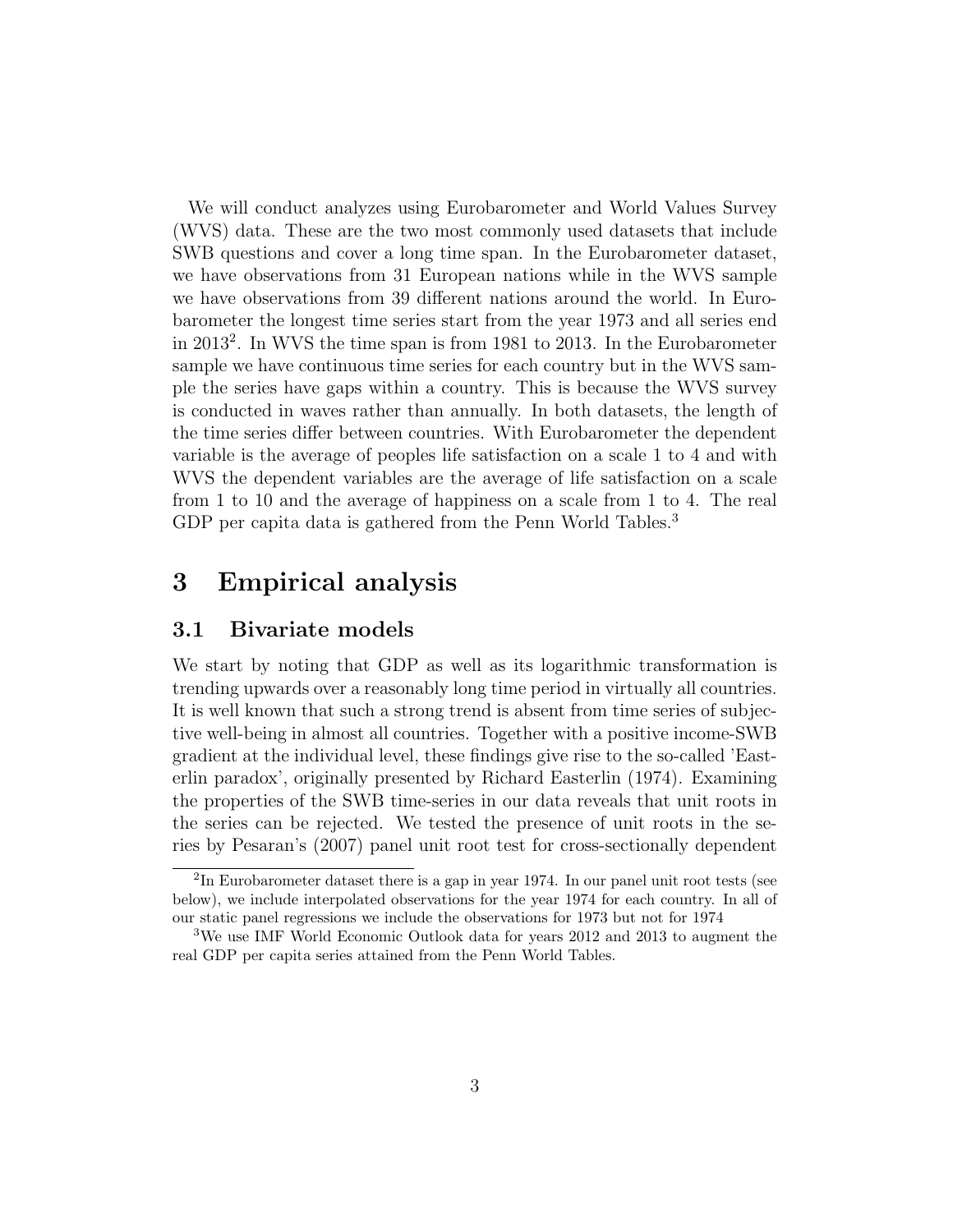We will conduct analyzes using Eurobarometer and World Values Survey (WVS) data. These are the two most commonly used datasets that include SWB questions and cover a long time span. In the Eurobarometer dataset, we have observations from 31 European nations while in the WVS sample we have observations from 39 different nations around the world. In Eurobarometer the longest time series start from the year 1973 and all series end in 2013[2]. In WVS the time span is from 1981 to 2013. In the Eurobarometer sample we have continuous time series for each country but in the WVS sample the series have gaps within a country. This is because the WVS survey is conducted in waves rather than annually. In both datasets, the length of the time series differ between countries. With Eurobarometer the dependent variable is the average of peoples life satisfaction on a scale 1 to 4 and with WVS the dependent variables are the average of life satisfaction on a scale from 1 to 10 and the average of happiness on a scale from 1 to 4. The real GDP per capita data is gathered from the Penn World Tables.[3]

# 3 Empirical analysis

## 3.1 Bivariate models

We start by noting that GDP as well as its logarithmic transformation is trending upwards over a reasonably long time period in virtually all countries. It is well known that such a strong trend is absent from time series of subjective well-being in almost all countries. Together with a positive income-SWB gradient at the individual level, these findings give rise to the so-called 'Easterlin paradox', originally presented by Richard Easterlin (1974). Examining the properties of the SWB time-series in our data reveals that unit roots in the series can be rejected. We tested the presence of unit roots in the series by Pesaran's (2007) panel unit root test for cross-sectionally dependent

[2] In Eurobarometer dataset there is a gap in year 1974. In our panel unit root tests (see below), we include interpolated observations for the year 1974 for each country. In all of our static panel regressions we include the observations for 1973 but not for 1974

[3] We use IMF World Economic Outlook data for years 2012 and 2013 to augment the real GDP per capita series attained from the Penn World Tables.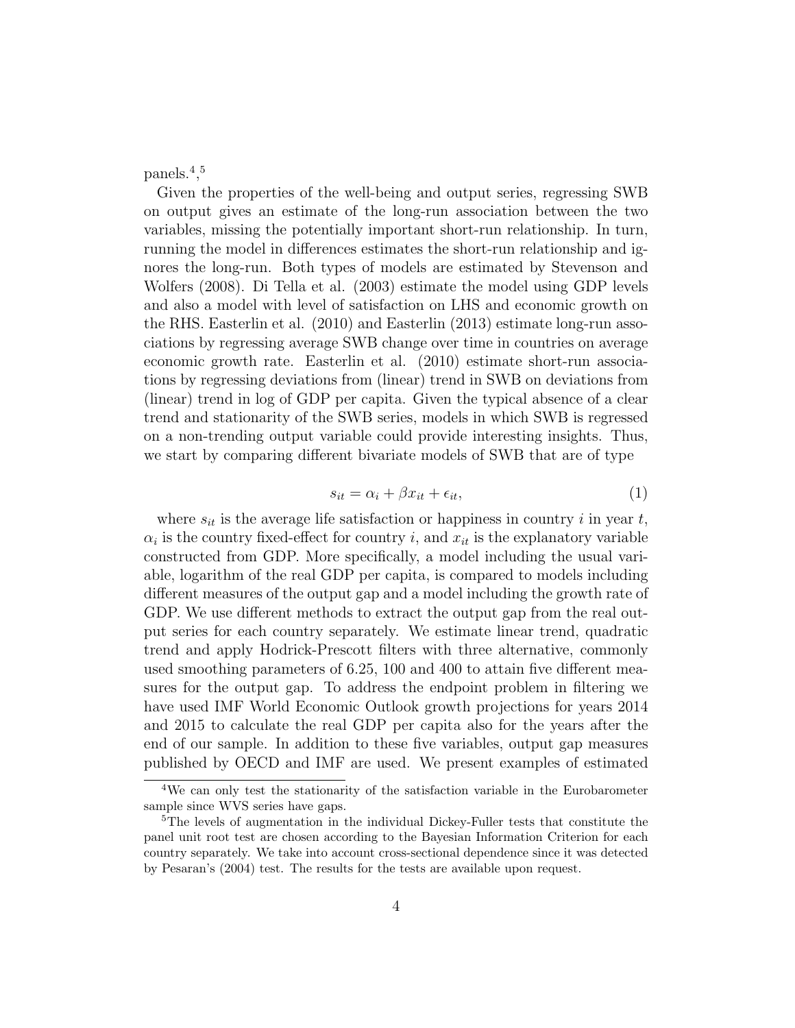panels.[4],[5]

Given the properties of the well-being and output series, regressing SWB on output gives an estimate of the long-run association between the two variables, missing the potentially important short-run relationship. In turn, running the model in differences estimates the short-run relationship and ignores the long-run. Both types of models are estimated by Stevenson and Wolfers (2008). Di Tella et al. (2003) estimate the model using GDP levels and also a model with level of satisfaction on LHS and economic growth on the RHS. Easterlin et al. (2010) and Easterlin (2013) estimate long-run associations by regressing average SWB change over time in countries on average economic growth rate. Easterlin et al. (2010) estimate short-run associations by regressing deviations from (linear) trend in SWB on deviations from (linear) trend in log of GDP per capita. Given the typical absence of a clear trend and stationarity of the SWB series, models in which SWB is regressed on a non-trending output variable could provide interesting insights. Thus, we start by comparing different bivariate models of SWB that are of type

$$s_{it} = \alpha_i + \beta x_{it} + \epsilon_{it}, \tag{1}$$

where $s_{it}$ is the average life satisfaction or happiness in country $i$ in year $t$, $\alpha_i$ is the country fixed-effect for country $i$, and $x_{it}$ is the explanatory variable constructed from GDP. More specifically, a model including the usual variable, logarithm of the real GDP per capita, is compared to models including different measures of the output gap and a model including the growth rate of GDP. We use different methods to extract the output gap from the real output series for each country separately. We estimate linear trend, quadratic trend and apply Hodrick-Prescott filters with three alternative, commonly used smoothing parameters of 6.25, 100 and 400 to attain five different measures for the output gap. To address the endpoint problem in filtering we have used IMF World Economic Outlook growth projections for years 2014 and 2015 to calculate the real GDP per capita also for the years after the end of our sample. In addition to these five variables, output gap measures published by OECD and IMF are used. We present examples of estimated

[4] We can only test the stationarity of the satisfaction variable in the Eurobarometer sample since WVS series have gaps.

[5] The levels of augmentation in the individual Dickey-Fuller tests that constitute the panel unit root test are chosen according to the Bayesian Information Criterion for each country separately. We take into account cross-sectional dependence since it was detected by Pesaran's (2004) test. The results for the tests are available upon request.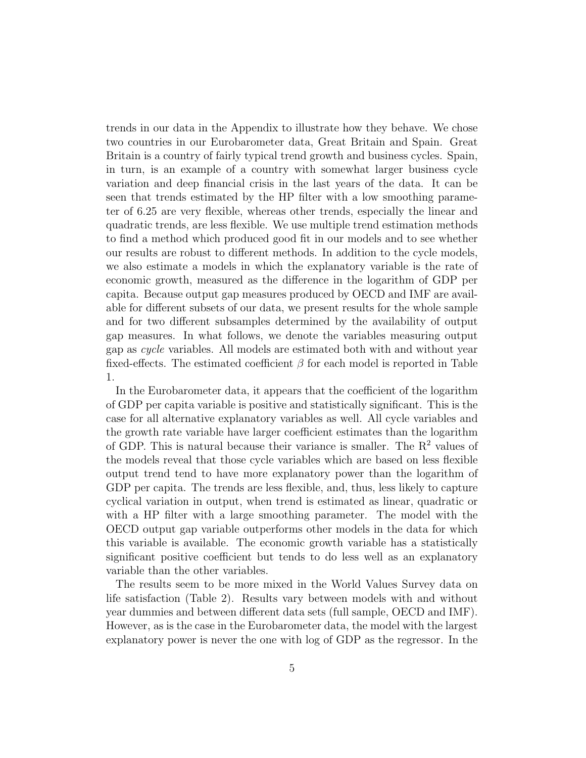trends in our data in the Appendix to illustrate how they behave. We chose two countries in our Eurobarometer data, Great Britain and Spain. Great Britain is a country of fairly typical trend growth and business cycles. Spain, in turn, is an example of a country with somewhat larger business cycle variation and deep financial crisis in the last years of the data. It can be seen that trends estimated by the HP filter with a low smoothing parameter of 6.25 are very flexible, whereas other trends, especially the linear and quadratic trends, are less flexible. We use multiple trend estimation methods to find a method which produced good fit in our models and to see whether our results are robust to different methods. In addition to the cycle models, we also estimate a models in which the explanatory variable is the rate of economic growth, measured as the difference in the logarithm of GDP per capita. Because output gap measures produced by OECD and IMF are available for different subsets of our data, we present results for the whole sample and for two different subsamples determined by the availability of output gap measures. In what follows, we denote the variables measuring output gap as *cycle* variables. All models are estimated both with and without year fixed-effects. The estimated coefficient $\beta$ for each model is reported in Table 1.

In the Eurobarometer data, it appears that the coefficient of the logarithm of GDP per capita variable is positive and statistically significant. This is the case for all alternative explanatory variables as well. All cycle variables and the growth rate variable have larger coefficient estimates than the logarithm of GDP. This is natural because their variance is smaller. The $R^2$ values of the models reveal that those cycle variables which are based on less flexible output trend tend to have more explanatory power than the logarithm of GDP per capita. The trends are less flexible, and, thus, less likely to capture cyclical variation in output, when trend is estimated as linear, quadratic or with a HP filter with a large smoothing parameter. The model with the OECD output gap variable outperforms other models in the data for which this variable is available. The economic growth variable has a statistically significant positive coefficient but tends to do less well as an explanatory variable than the other variables.

The results seem to be more mixed in the World Values Survey data on life satisfaction (Table 2). Results vary between models with and without year dummies and between different data sets (full sample, OECD and IMF). However, as is the case in the Eurobarometer data, the model with the largest explanatory power is never the one with log of GDP as the regressor. In the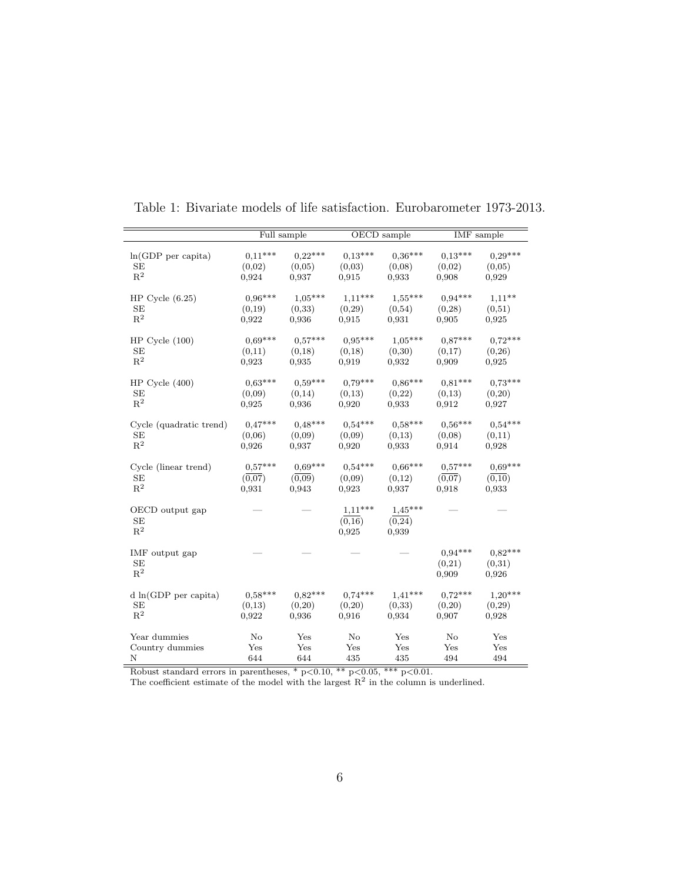Table 1: Bivariate models of life satisfaction. Eurobarometer 1973-2013.

| | Full sample | | OECD sample | | IMF sample | |
|---|---|---|---|---|---|---|
| ln(GDP per capita) | 0,11*** | 0,22*** | 0,13*** | 0,36*** | 0,13*** | 0,29*** |
| SE | (0,02) | (0,05) | (0,03) | (0,08) | (0,02) | (0,05) |
| $R^2$ | 0,924 | 0,937 | 0,915 | 0,933 | 0,908 | 0,929 |
| HP Cycle (6.25) | 0,96*** | 1,05*** | 1,11*** | 1,55*** | 0,94*** | 1,11** |
| SE | (0,19) | (0,33) | (0,29) | (0,54) | (0,28) | (0,51) |
| $R^2$ | 0,922 | 0,936 | 0,915 | 0,931 | 0,905 | 0,925 |
| HP Cycle (100) | 0,69*** | 0,57*** | 0,95*** | 1,05*** | 0,87*** | 0,72*** |
| SE | (0,11) | (0,18) | (0,18) | (0,30) | (0,17) | (0,26) |
| $R^2$ | 0,923 | 0,935 | 0,919 | 0,932 | 0,909 | 0,925 |
| HP Cycle (400) | 0,63*** | 0,59*** | 0,79*** | 0,86*** | 0,81*** | 0,73*** |
| SE | (0,09) | (0,14) | (0,13) | (0,22) | (0,13) | (0,20) |
| $R^2$ | 0,925 | 0,936 | 0,920 | 0,933 | 0,912 | 0,927 |
| Cycle (quadratic trend) | 0,47*** | 0,48*** | 0,54*** | 0,58*** | 0,56*** | 0,54*** |
| SE | (0,06) | (0,09) | (0,09) | (0,13) | (0,08) | (0,11) |
| $R^2$ | 0,926 | 0,937 | 0,920 | 0,933 | 0,914 | 0,928 |
| Cycle (linear trend) | <u>0,57</u>*** | <u>0,69</u>*** | 0,54*** | 0,66*** | <u>0,57</u>*** | <u>0,69</u>*** |
| SE | (0,07) | (0,09) | (0,09) | (0,12) | (0,07) | (0,10) |
| $R^2$ | 0,931 | 0,943 | 0,923 | 0,937 | 0,918 | 0,933 |
| OECD output gap | — | — | <u>1,11</u>*** | <u>1,45</u>*** | — | — |
| SE | | | (0,16) | (0,24) | | |
| $R^2$ | | | 0,925 | 0,939 | | |
| IMF output gap | — | — | — | — | 0,94*** | 0,82*** |
| SE | | | | | (0,21) | (0,31) |
| $R^2$ | | | | | 0,909 | 0,926 |
| d ln(GDP per capita) | 0,58*** | 0,82*** | 0,74*** | 1,41*** | 0,72*** | 1,20*** |
| SE | (0,13) | (0,20) | (0,20) | (0,33) | (0,20) | (0,29) |
| $R^2$ | 0,922 | 0,936 | 0,916 | 0,934 | 0,907 | 0,928 |
| Year dummies | No | Yes | No | Yes | No | Yes |
| Country dummies | Yes | Yes | Yes | Yes | Yes | Yes |
| N | 644 | 644 | 435 | 435 | 494 | 494 |

Robust standard errors in parentheses, * p<0.10, ** p<0.05, *** p<0.01.
The coefficient estimate of the model with the largest $R^2$ in the column is underlined.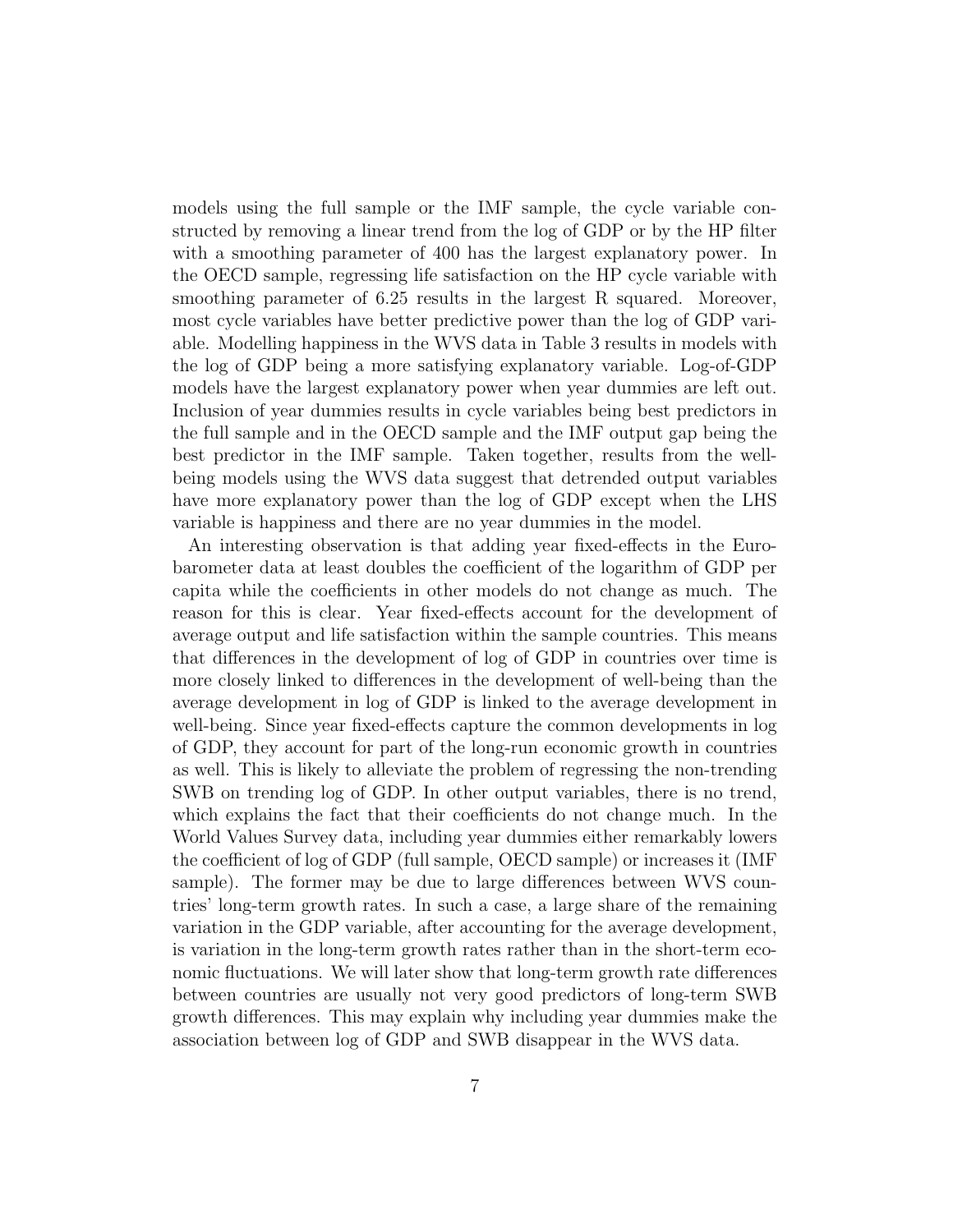models using the full sample or the IMF sample, the cycle variable constructed by removing a linear trend from the log of GDP or by the HP filter with a smoothing parameter of 400 has the largest explanatory power. In the OECD sample, regressing life satisfaction on the HP cycle variable with smoothing parameter of 6.25 results in the largest R squared. Moreover, most cycle variables have better predictive power than the log of GDP variable. Modelling happiness in the WVS data in Table 3 results in models with the log of GDP being a more satisfying explanatory variable. Log-of-GDP models have the largest explanatory power when year dummies are left out. Inclusion of year dummies results in cycle variables being best predictors in the full sample and in the OECD sample and the IMF output gap being the best predictor in the IMF sample. Taken together, results from the well-being models using the WVS data suggest that detrended output variables have more explanatory power than the log of GDP except when the LHS variable is happiness and there are no year dummies in the model.

An interesting observation is that adding year fixed-effects in the Eurobarometer data at least doubles the coefficient of the logarithm of GDP per capita while the coefficients in other models do not change as much. The reason for this is clear. Year fixed-effects account for the development of average output and life satisfaction within the sample countries. This means that differences in the development of log of GDP in countries over time is more closely linked to differences in the development of well-being than the average development in log of GDP is linked to the average development in well-being. Since year fixed-effects capture the common developments in log of GDP, they account for part of the long-run economic growth in countries as well. This is likely to alleviate the problem of regressing the non-trending SWB on trending log of GDP. In other output variables, there is no trend, which explains the fact that their coefficients do not change much. In the World Values Survey data, including year dummies either remarkably lowers the coefficient of log of GDP (full sample, OECD sample) or increases it (IMF sample). The former may be due to large differences between WVS countries' long-term growth rates. In such a case, a large share of the remaining variation in the GDP variable, after accounting for the average development, is variation in the long-term growth rates rather than in the short-term economic fluctuations. We will later show that long-term growth rate differences between countries are usually not very good predictors of long-term SWB growth differences. This may explain why including year dummies make the association between log of GDP and SWB disappear in the WVS data.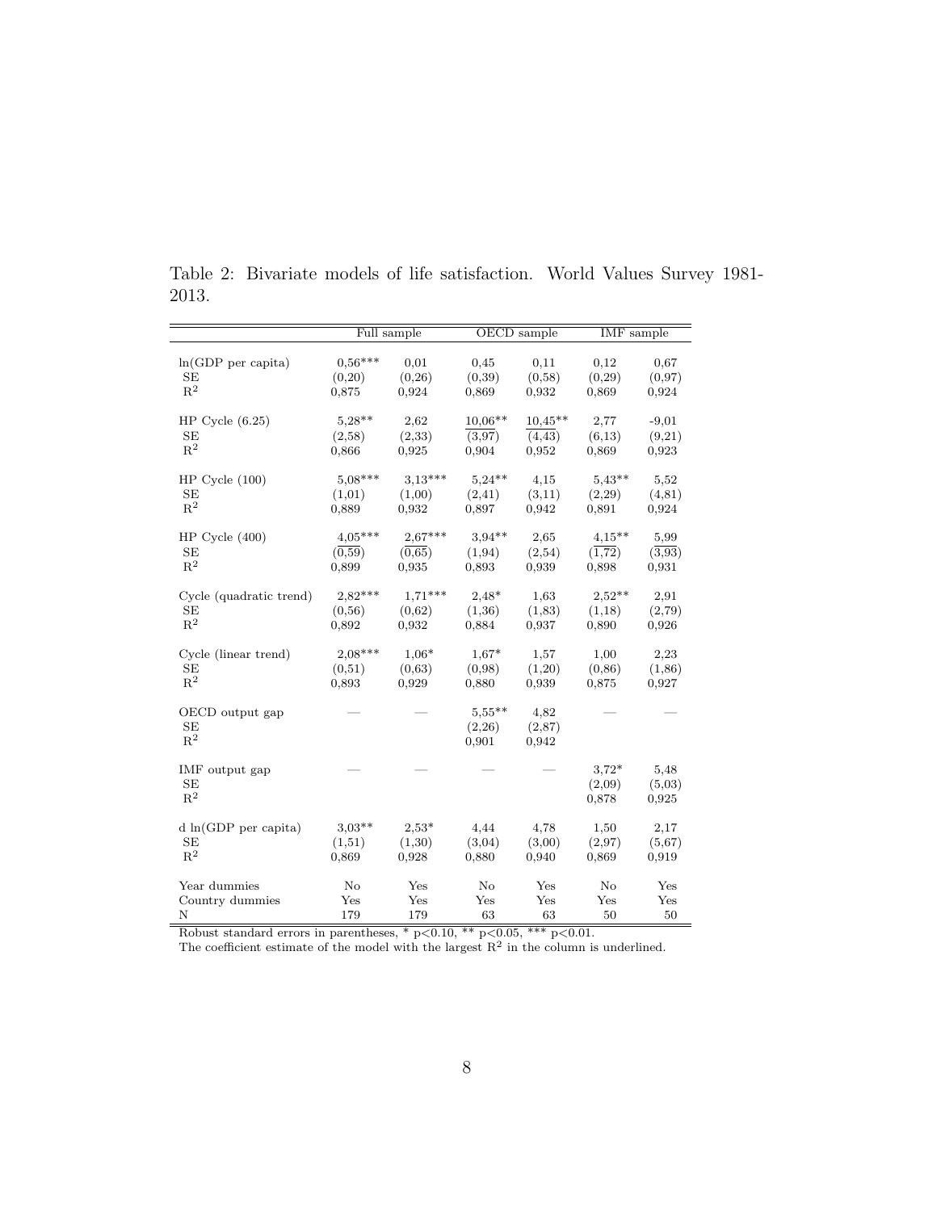Table 2: Bivariate models of life satisfaction. World Values Survey 1981-2013.

| | Full sample | | OECD sample | | IMF sample | |
|---|---|---|---|---|---|---|
| ln(GDP per capita) | 0,56*** | 0,01 | 0,45 | 0,11 | 0,12 | 0,67 |
| SE | (0,20) | (0,26) | (0,39) | (0,58) | (0,29) | (0,97) |
| $R^2$ | 0,875 | 0,924 | 0,869 | 0,932 | 0,869 | 0,924 |
| HP Cycle (6.25) | 5,28** | 2,62 | <u>10,06**</u> | <u>10,45**</u> | 2,77 | -9,01 |
| SE | (2,58) | (2,33) | (3,97) | (4,43) | (6,13) | (9,21) |
| $R^2$ | 0,866 | 0,925 | 0,904 | 0,952 | 0,869 | 0,923 |
| HP Cycle (100) | 5,08*** | 3,13*** | 5,24** | 4,15 | 5,43** | 5,52 |
| SE | (1,01) | (1,00) | (2,41) | (3,11) | (2,29) | (4,81) |
| $R^2$ | 0,889 | 0,932 | 0,897 | 0,942 | 0,891 | 0,924 |
| HP Cycle (400) | <u>4,05***</u> | <u>2,67***</u> | 3,94** | 2,65 | <u>4,15**</u> | <u>5,99</u> |
| SE | (0,59) | (0,65) | (1,94) | (2,54) | (1,72) | (3,93) |
| $R^2$ | 0,899 | 0,935 | 0,893 | 0,939 | 0,898 | 0,931 |
| Cycle (quadratic trend) | 2,82*** | 1,71*** | 2,48* | 1,63 | 2,52** | 2,91 |
| SE | (0,56) | (0,62) | (1,36) | (1,83) | (1,18) | (2,79) |
| $R^2$ | 0,892 | 0,932 | 0,884 | 0,937 | 0,890 | 0,926 |
| Cycle (linear trend) | 2,08*** | 1,06* | 1,67* | 1,57 | 1,00 | 2,23 |
| SE | (0,51) | (0,63) | (0,98) | (1,20) | (0,86) | (1,86) |
| $R^2$ | 0,893 | 0,929 | 0,880 | 0,939 | 0,875 | 0,927 |
| OECD output gap | — | — | 5,55** | 4,82 | — | — |
| SE | | | (2,26) | (2,87) | | |
| $R^2$ | | | 0,901 | 0,942 | | |
| IMF output gap | — | — | — | — | 3,72* | 5,48 |
| SE | | | | | (2,09) | (5,03) |
| $R^2$ | | | | | 0,878 | 0,925 |
| d ln(GDP per capita) | 3,03** | 2,53* | 4,44 | 4,78 | 1,50 | 2,17 |
| SE | (1,51) | (1,30) | (3,04) | (3,00) | (2,97) | (5,67) |
| $R^2$ | 0,869 | 0,928 | 0,880 | 0,940 | 0,869 | 0,919 |
| Year dummies | No | Yes | No | Yes | No | Yes |
| Country dummies | Yes | Yes | Yes | Yes | Yes | Yes |
| N | 179 | 179 | 63 | 63 | 50 | 50 |

Robust standard errors in parentheses, * $p<0.10$, ** $p<0.05$, *** $p<0.01$.
The coefficient estimate of the model with the largest $R^2$ in the column is underlined.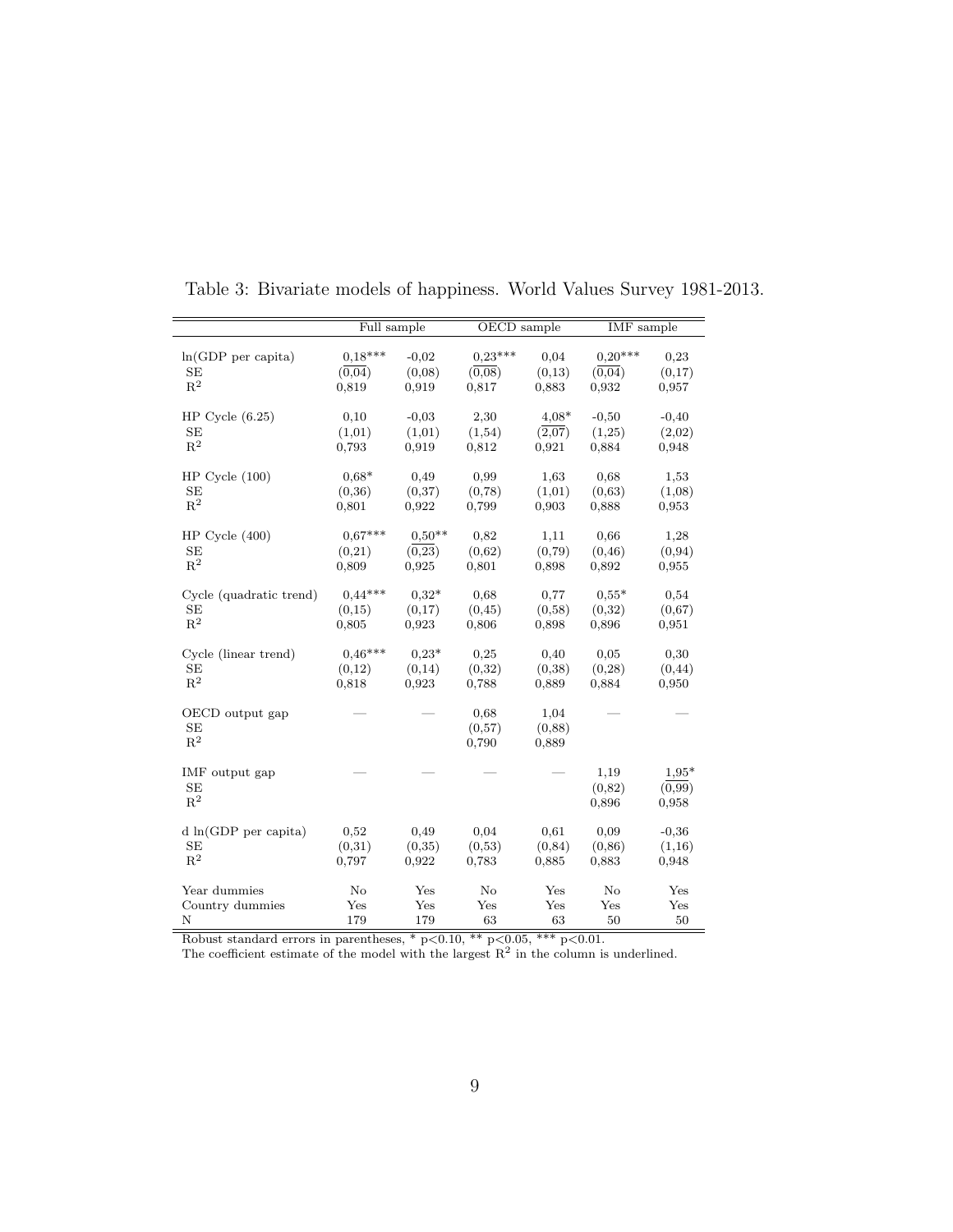Table 3: Bivariate models of happiness. World Values Survey 1981-2013.

| | Full sample | | OECD sample | | IMF sample | |
|---|---|---|---|---|---|---|
| ln(GDP per capita) | <u>0,18***</u> | -0,02 | <u>0,23***</u> | 0,04 | <u>0,20***</u> | 0,23 |
| SE | <u>(0,04)</u> | (0,08) | <u>(0,08)</u> | (0,13) | <u>(0,04)</u> | (0,17) |
| $R^2$ | 0,819 | 0,919 | 0,817 | 0,883 | 0,932 | 0,957 |
| HP Cycle (6.25) | 0,10 | -0,03 | 2,30 | <u>4,08*</u> | -0,50 | -0,40 |
| SE | (1,01) | (1,01) | (1,54) | <u>(2,07)</u> | (1,25) | (2,02) |
| $R^2$ | 0,793 | 0,919 | 0,812 | 0,921 | 0,884 | 0,948 |
| HP Cycle (100) | 0,68* | 0,49 | 0,99 | 1,63 | 0,68 | 1,53 |
| SE | (0,36) | (0,37) | (0,78) | (1,01) | (0,63) | (1,08) |
| $R^2$ | 0,801 | 0,922 | 0,799 | 0,903 | 0,888 | 0,953 |
| HP Cycle (400) | 0,67*** | <u>0,50**</u> | 0,82 | 1,11 | 0,66 | 1,28 |
| SE | (0,21) | <u>(0,23)</u> | (0,62) | (0,79) | (0,46) | (0,94) |
| $R^2$ | 0,809 | 0,925 | 0,801 | 0,898 | 0,892 | 0,955 |
| Cycle (quadratic trend) | 0,44*** | 0,32* | 0,68 | 0,77 | 0,55* | 0,54 |
| SE | (0,15) | (0,17) | (0,45) | (0,58) | (0,32) | (0,67) |
| $R^2$ | 0,805 | 0,923 | 0,806 | 0,898 | 0,896 | 0,951 |
| Cycle (linear trend) | 0,46*** | 0,23* | 0,25 | 0,40 | 0,05 | 0,30 |
| SE | (0,12) | (0,14) | (0,32) | (0,38) | (0,28) | (0,44) |
| $R^2$ | 0,818 | 0,923 | 0,788 | 0,889 | 0,884 | 0,950 |
| OECD output gap | — | — | 0,68 | 1,04 | — | — |
| SE | | | (0,57) | (0,88) | | |
| $R^2$ | | | 0,790 | 0,889 | | |
| IMF output gap | — | — | — | — | 1,19 | <u>1,95*</u> |
| SE | | | | | (0,82) | <u>(0,99)</u> |
| $R^2$ | | | | | 0,896 | 0,958 |
| d ln(GDP per capita) | 0,52 | 0,49 | 0,04 | 0,61 | 0,09 | -0,36 |
| SE | (0,31) | (0,35) | (0,53) | (0,84) | (0,86) | (1,16) |
| $R^2$ | 0,797 | 0,922 | 0,783 | 0,885 | 0,883 | 0,948 |
| Year dummies | No | Yes | No | Yes | No | Yes |
| Country dummies | Yes | Yes | Yes | Yes | Yes | Yes |
| N | 179 | 179 | 63 | 63 | 50 | 50 |

Robust standard errors in parentheses, * $p<0.10$, ** $p<0.05$, *** $p<0.01$.
The coefficient estimate of the model with the largest $R^2$ in the column is underlined.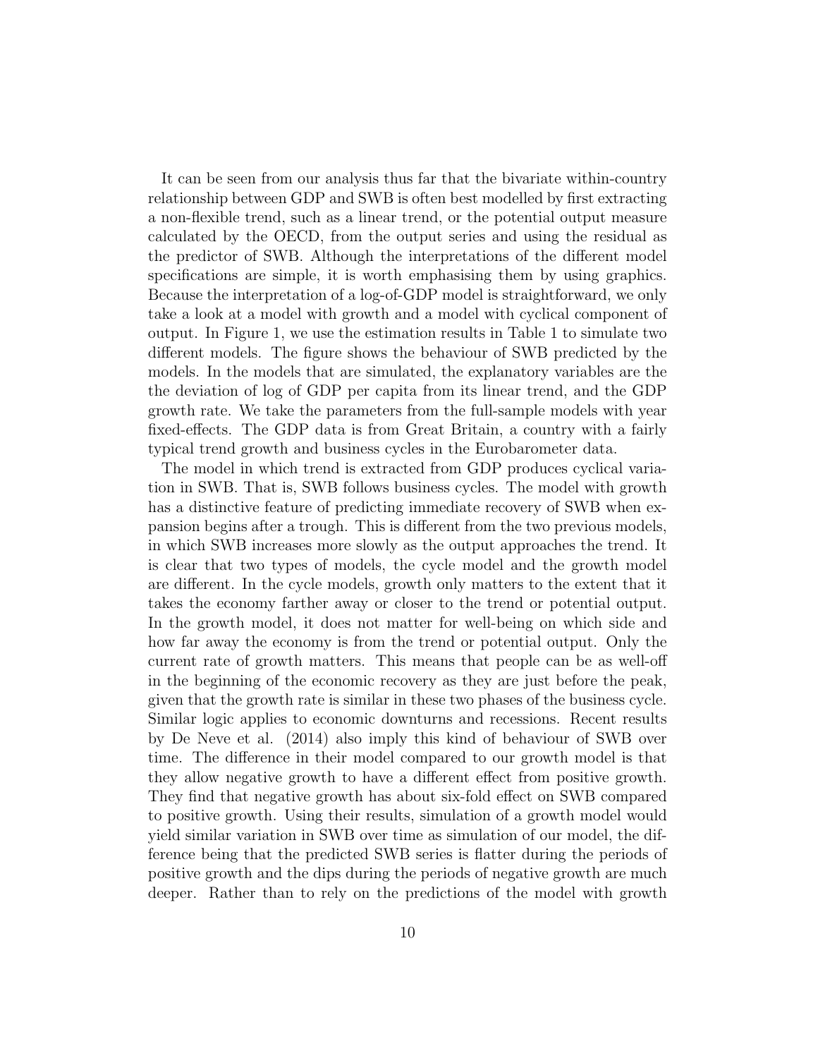It can be seen from our analysis thus far that the bivariate within-country relationship between GDP and SWB is often best modelled by first extracting a non-flexible trend, such as a linear trend, or the potential output measure calculated by the OECD, from the output series and using the residual as the predictor of SWB. Although the interpretations of the different model specifications are simple, it is worth emphasising them by using graphics. Because the interpretation of a log-of-GDP model is straightforward, we only take a look at a model with growth and a model with cyclical component of output. In Figure 1, we use the estimation results in Table 1 to simulate two different models. The figure shows the behaviour of SWB predicted by the models. In the models that are simulated, the explanatory variables are the the deviation of log of GDP per capita from its linear trend, and the GDP growth rate. We take the parameters from the full-sample models with year fixed-effects. The GDP data is from Great Britain, a country with a fairly typical trend growth and business cycles in the Eurobarometer data.

The model in which trend is extracted from GDP produces cyclical variation in SWB. That is, SWB follows business cycles. The model with growth has a distinctive feature of predicting immediate recovery of SWB when expansion begins after a trough. This is different from the two previous models, in which SWB increases more slowly as the output approaches the trend. It is clear that two types of models, the cycle model and the growth model are different. In the cycle models, growth only matters to the extent that it takes the economy farther away or closer to the trend or potential output. In the growth model, it does not matter for well-being on which side and how far away the economy is from the trend or potential output. Only the current rate of growth matters. This means that people can be as well-off in the beginning of the economic recovery as they are just before the peak, given that the growth rate is similar in these two phases of the business cycle. Similar logic applies to economic downturns and recessions. Recent results by De Neve et al. (2014) also imply this kind of behaviour of SWB over time. The difference in their model compared to our growth model is that they allow negative growth to have a different effect from positive growth. They find that negative growth has about six-fold effect on SWB compared to positive growth. Using their results, simulation of a growth model would yield similar variation in SWB over time as simulation of our model, the difference being that the predicted SWB series is flatter during the periods of positive growth and the dips during the periods of negative growth are much deeper. Rather than to rely on the predictions of the model with growth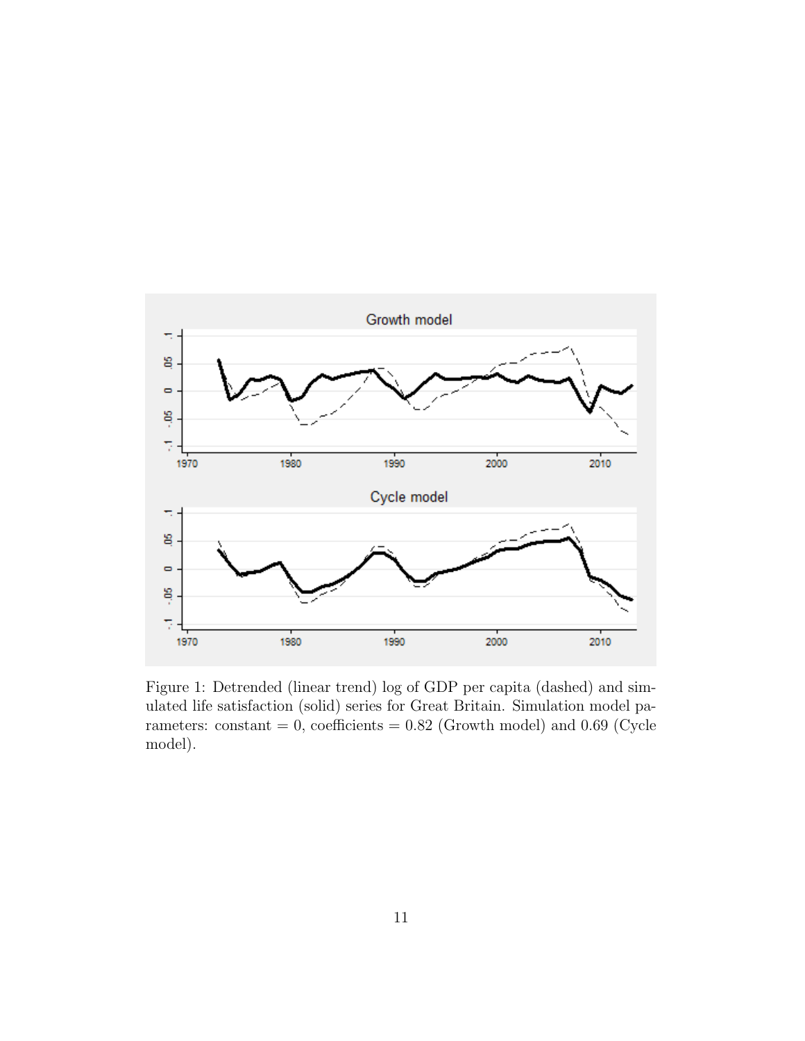Figure 1: Detrended (linear trend) log of GDP per capita (dashed) and simulated life satisfaction (solid) series for Great Britain. Simulation model parameters: constant = 0, coefficients = 0.82 (Growth model) and 0.69 (Cycle model).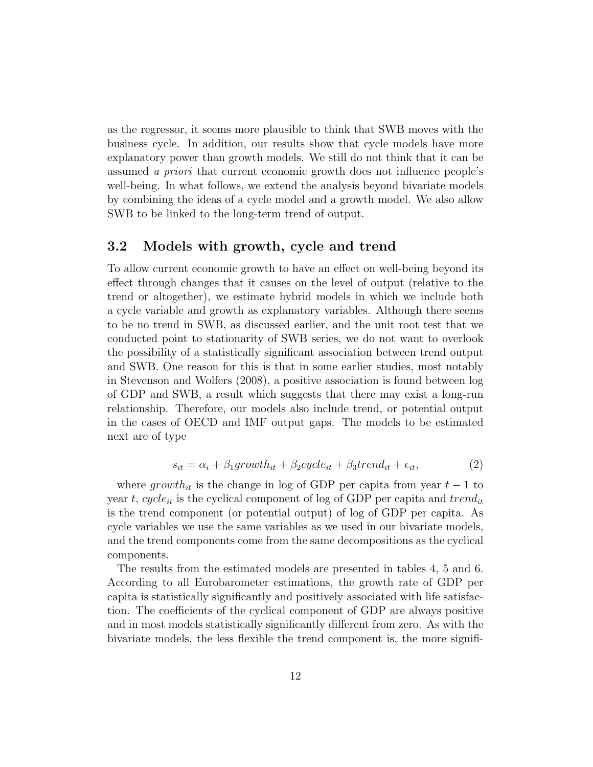as the regressor, it seems more plausible to think that SWB moves with the business cycle. In addition, our results show that cycle models have more explanatory power than growth models. We still do not think that it can be assumed *a priori* that current economic growth does not influence people's well-being. In what follows, we extend the analysis beyond bivariate models by combining the ideas of a cycle model and a growth model. We also allow SWB to be linked to the long-term trend of output.

### 3.2 Models with growth, cycle and trend

To allow current economic growth to have an effect on well-being beyond its effect through changes that it causes on the level of output (relative to the trend or altogether), we estimate hybrid models in which we include both a cycle variable and growth as explanatory variables. Although there seems to be no trend in SWB, as discussed earlier, and the unit root test that we conducted point to stationarity of SWB series, we do not want to overlook the possibility of a statistically significant association between trend output and SWB. One reason for this is that in some earlier studies, most notably in Stevenson and Wolfers (2008), a positive association is found between log of GDP and SWB, a result which suggests that there may exist a long-run relationship. Therefore, our models also include trend, or potential output in the cases of OECD and IMF output gaps. The models to be estimated next are of type

$$s_{it} = \alpha_i + \beta_1 growth_{it} + \beta_2 cycle_{it} + \beta_3 trend_{it} + \epsilon_{it}, \tag{2}$$

where $growth_{it}$ is the change in log of GDP per capita from year $t-1$ to year $t$, $cycle_{it}$ is the cyclical component of log of GDP per capita and $trend_{it}$ is the trend component (or potential output) of log of GDP per capita. As cycle variables we use the same variables as we used in our bivariate models, and the trend components come from the same decompositions as the cyclical components.

The results from the estimated models are presented in tables 4, 5 and 6. According to all Eurobarometer estimations, the growth rate of GDP per capita is statistically significantly and positively associated with life satisfaction. The coefficients of the cyclical component of GDP are always positive and in most models statistically significantly different from zero. As with the bivariate models, the less flexible the trend component is, the more signifi-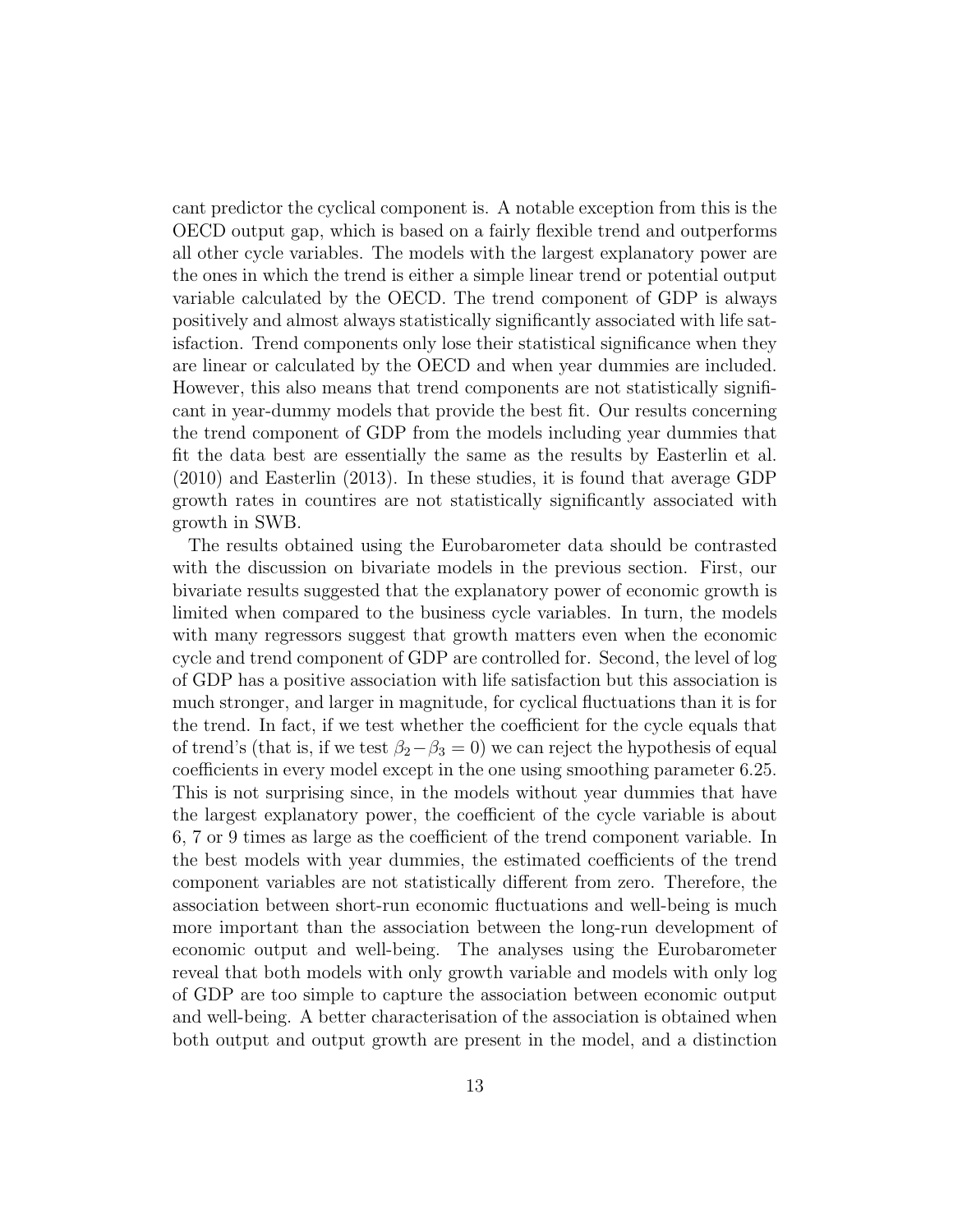cant predictor the cyclical component is. A notable exception from this is the OECD output gap, which is based on a fairly flexible trend and outperforms all other cycle variables. The models with the largest explanatory power are the ones in which the trend is either a simple linear trend or potential output variable calculated by the OECD. The trend component of GDP is always positively and almost always statistically significantly associated with life satisfaction. Trend components only lose their statistical significance when they are linear or calculated by the OECD and when year dummies are included. However, this also means that trend components are not statistically significant in year-dummy models that provide the best fit. Our results concerning the trend component of GDP from the models including year dummies that fit the data best are essentially the same as the results by Easterlin et al. (2010) and Easterlin (2013). In these studies, it is found that average GDP growth rates in countires are not statistically significantly associated with growth in SWB.

The results obtained using the Eurobarometer data should be contrasted with the discussion on bivariate models in the previous section. First, our bivariate results suggested that the explanatory power of economic growth is limited when compared to the business cycle variables. In turn, the models with many regressors suggest that growth matters even when the economic cycle and trend component of GDP are controlled for. Second, the level of log of GDP has a positive association with life satisfaction but this association is much stronger, and larger in magnitude, for cyclical fluctuations than it is for the trend. In fact, if we test whether the coefficient for the cycle equals that of trend's (that is, if we test $\beta_2 - \beta_3 = 0$) we can reject the hypothesis of equal coefficients in every model except in the one using smoothing parameter 6.25. This is not surprising since, in the models without year dummies that have the largest explanatory power, the coefficient of the cycle variable is about 6, 7 or 9 times as large as the coefficient of the trend component variable. In the best models with year dummies, the estimated coefficients of the trend component variables are not statistically different from zero. Therefore, the association between short-run economic fluctuations and well-being is much more important than the association between the long-run development of economic output and well-being. The analyses using the Eurobarometer reveal that both models with only growth variable and models with only log of GDP are too simple to capture the association between economic output and well-being. A better characterisation of the association is obtained when both output and output growth are present in the model, and a distinction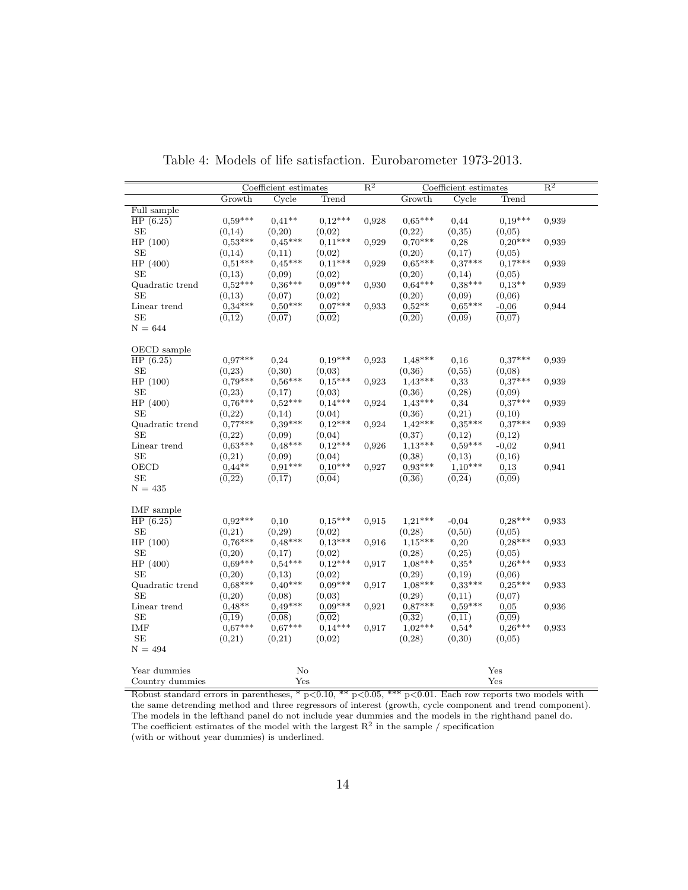Table 4: Models of life satisfaction. Eurobarometer 1973-2013.

| | Coefficient estimates | | | $R^2$ | Coefficient estimates | | | $R^2$ |
|---|---|---|---|---|---|---|---|---|
| | Growth | Cycle | Trend | | Growth | Cycle | Trend | |
| Full sample | | | | | | | | |
| HP (6.25) | 0,59*** | 0,41** | 0,12*** | 0,928 | 0,65*** | 0,44 | 0,19*** | 0,939 |
| SE | (0,14) | (0,20) | (0,02) | | (0,22) | (0,35) | (0,05) | |
| HP (100) | 0,53*** | 0,45*** | 0,11*** | 0,929 | 0,70*** | 0,28 | 0,20*** | 0,939 |
| SE | (0,14) | (0,11) | (0,02) | | (0,20) | (0,17) | (0,05) | |
| HP (400) | 0,51*** | 0,45*** | 0,11*** | 0,929 | 0,65*** | 0,37*** | 0,17*** | 0,939 |
| SE | (0,13) | (0,09) | (0,02) | | (0,20) | (0,14) | (0,05) | |
| Quadratic trend | 0,52*** | 0,36*** | 0,09*** | 0,930 | 0,64*** | 0,38*** | 0,13** | 0,939 |
| SE | (0,13) | (0,07) | (0,02) | | (0,20) | (0,09) | (0,06) | |
| Linear trend | <u>0,34***</u> | <u>0,50***</u> | <u>0,07***</u> | 0,933 | <u>0,52**</u> | <u>0,65***</u> | <u>-0,06</u> | 0,944 |
| SE | <u>(0,12)</u> | <u>(0,07)</u> | <u>(0,02)</u> | | <u>(0,20)</u> | <u>(0,09)</u> | <u>(0,07)</u> | |
| N = 644 | | | | | | | | |
| OECD sample | | | | | | | | |
| HP (6.25) | 0,97*** | 0,24 | 0,19*** | 0,923 | 1,48*** | 0,16 | 0,37*** | 0,939 |
| SE | (0,23) | (0,30) | (0,03) | | (0,36) | (0,55) | (0,08) | |
| HP (100) | 0,79*** | 0,56*** | 0,15*** | 0,923 | 1,43*** | 0,33 | 0,37*** | 0,939 |
| SE | (0,23) | (0,17) | (0,03) | | (0,36) | (0,28) | (0,09) | |
| HP (400) | 0,76*** | 0,52*** | 0,14*** | 0,924 | 1,43*** | 0,34 | 0,37*** | 0,939 |
| SE | (0,22) | (0,14) | (0,04) | | (0,36) | (0,21) | (0,10) | |
| Quadratic trend | 0,77*** | 0,39*** | 0,12*** | 0,924 | 1,42*** | 0,35*** | 0,37*** | 0,939 |
| SE | (0,22) | (0,09) | (0,04) | | (0,37) | (0,12) | (0,12) | |
| Linear trend | 0,63*** | 0,48*** | 0,12*** | 0,926 | 1,13*** | 0,59*** | -0,02 | 0,941 |
| SE | (0,21) | (0,09) | (0,04) | | (0,38) | (0,13) | (0,16) | |
| OECD | <u>0,44**</u> | <u>0,91***</u> | <u>0,10***</u> | 0,927 | <u>0,93***</u> | <u>1,10***</u> | <u>0,13</u> | 0,941 |
| SE | <u>(0,22)</u> | <u>(0,17)</u> | <u>(0,04)</u> | | <u>(0,36)</u> | <u>(0,24)</u> | <u>(0,09)</u> | |
| N = 435 | | | | | | | | |
| IMF sample | | | | | | | | |
| HP (6.25) | 0,92*** | 0,10 | 0,15*** | 0,915 | 1,21*** | -0,04 | 0,28*** | 0,933 |
| SE | (0,21) | (0,29) | (0,02) | | (0,28) | (0,50) | (0,05) | |
| HP (100) | 0,76*** | 0,48*** | 0,13*** | 0,916 | 1,15*** | 0,20 | 0,28*** | 0,933 |
| SE | (0,20) | (0,17) | (0,02) | | (0,28) | (0,25) | (0,05) | |
| HP (400) | 0,69*** | 0,54*** | 0,12*** | 0,917 | 1,08*** | 0,35* | 0,26*** | 0,933 |
| SE | (0,20) | (0,13) | (0,02) | | (0,29) | (0,19) | (0,06) | |
| Quadratic trend | 0,68*** | 0,40*** | 0,09*** | 0,917 | 1,08*** | 0,33*** | 0,25*** | 0,933 |
| SE | (0,20) | (0,08) | (0,03) | | (0,29) | (0,11) | (0,07) | |
| Linear trend | <u>0,48**</u> | <u>0,49***</u> | <u>0,09***</u> | 0,921 | <u>0,87***</u> | <u>0,59***</u> | <u>0,05</u> | 0,936 |
| SE | <u>(0,19)</u> | <u>(0,08)</u> | <u>(0,02)</u> | | <u>(0,32)</u> | <u>(0,11)</u> | <u>(0,09)</u> | |
| IMF | 0,67*** | 0,67*** | 0,14*** | 0,917 | 1,02*** | 0,54* | 0,26*** | 0,933 |
| SE | (0,21) | (0,21) | (0,02) | | (0,28) | (0,30) | (0,05) | |
| N = 494 | | | | | | | | |
| Year dummies | | No | | | | | Yes | |
| Country dummies | | Yes | | | | | Yes | |

Robust standard errors in parentheses, * p<0.10, ** p<0.05, *** p<0.01. Each row reports two models with the same detrending method and three regressors of interest (growth, cycle component and trend component). The models in the lefthand panel do not include year dummies and the models in the righthand panel do. The coefficient estimates of the model with the largest $R^2$ in the sample / specification (with or without year dummies) is underlined.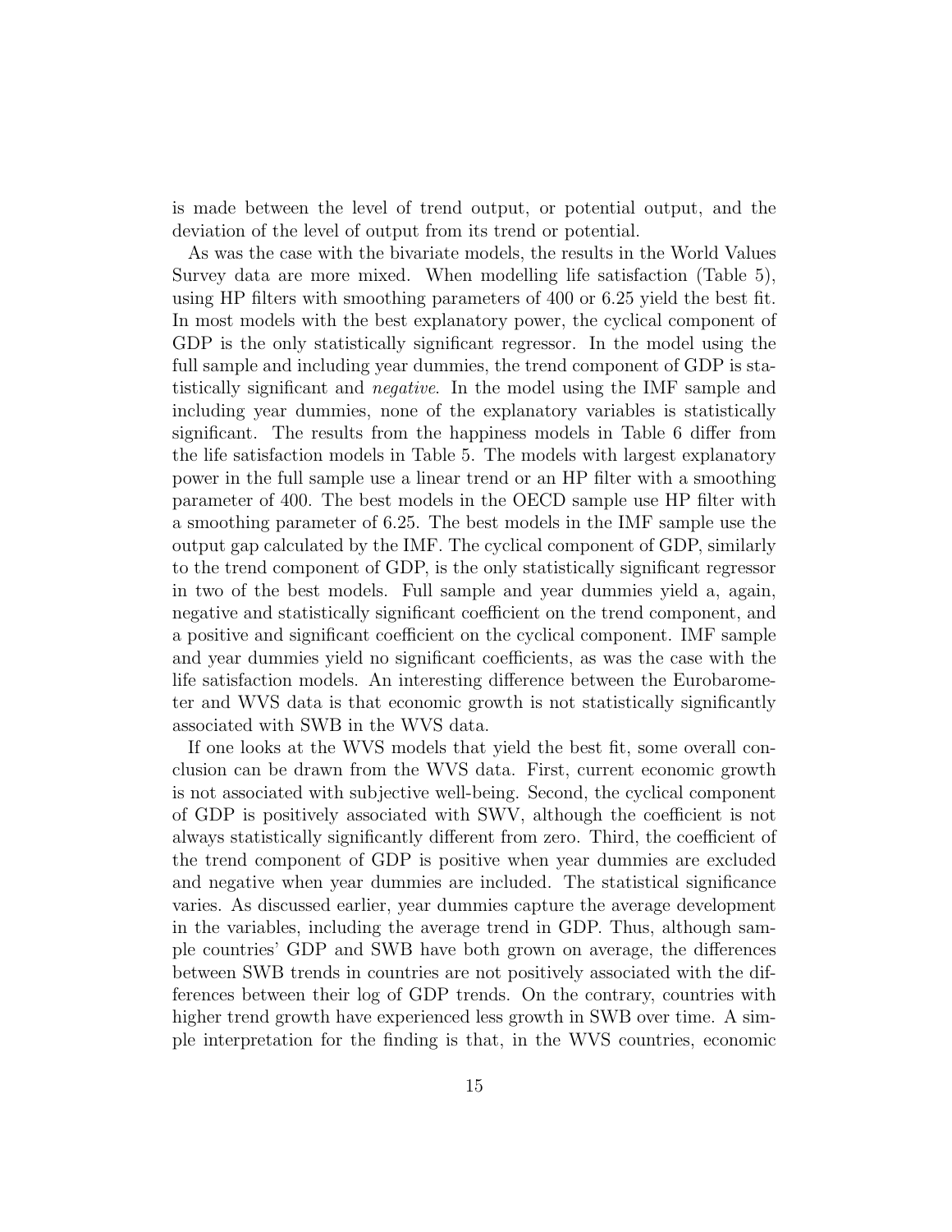is made between the level of trend output, or potential output, and the deviation of the level of output from its trend or potential.

As was the case with the bivariate models, the results in the World Values Survey data are more mixed. When modelling life satisfaction (Table 5), using HP filters with smoothing parameters of 400 or 6.25 yield the best fit. In most models with the best explanatory power, the cyclical component of GDP is the only statistically significant regressor. In the model using the full sample and including year dummies, the trend component of GDP is statistically significant and *negative*. In the model using the IMF sample and including year dummies, none of the explanatory variables is statistically significant. The results from the happiness models in Table 6 differ from the life satisfaction models in Table 5. The models with largest explanatory power in the full sample use a linear trend or an HP filter with a smoothing parameter of 400. The best models in the OECD sample use HP filter with a smoothing parameter of 6.25. The best models in the IMF sample use the output gap calculated by the IMF. The cyclical component of GDP, similarly to the trend component of GDP, is the only statistically significant regressor in two of the best models. Full sample and year dummies yield a, again, negative and statistically significant coefficient on the trend component, and a positive and significant coefficient on the cyclical component. IMF sample and year dummies yield no significant coefficients, as was the case with the life satisfaction models. An interesting difference between the Eurobarometer and WVS data is that economic growth is not statistically significantly associated with SWB in the WVS data.

If one looks at the WVS models that yield the best fit, some overall conclusion can be drawn from the WVS data. First, current economic growth is not associated with subjective well-being. Second, the cyclical component of GDP is positively associated with SWV, although the coefficient is not always statistically significantly different from zero. Third, the coefficient of the trend component of GDP is positive when year dummies are excluded and negative when year dummies are included. The statistical significance varies. As discussed earlier, year dummies capture the average development in the variables, including the average trend in GDP. Thus, although sample countries' GDP and SWB have both grown on average, the differences between SWB trends in countries are not positively associated with the differences between their log of GDP trends. On the contrary, countries with higher trend growth have experienced less growth in SWB over time. A simple interpretation for the finding is that, in the WVS countries, economic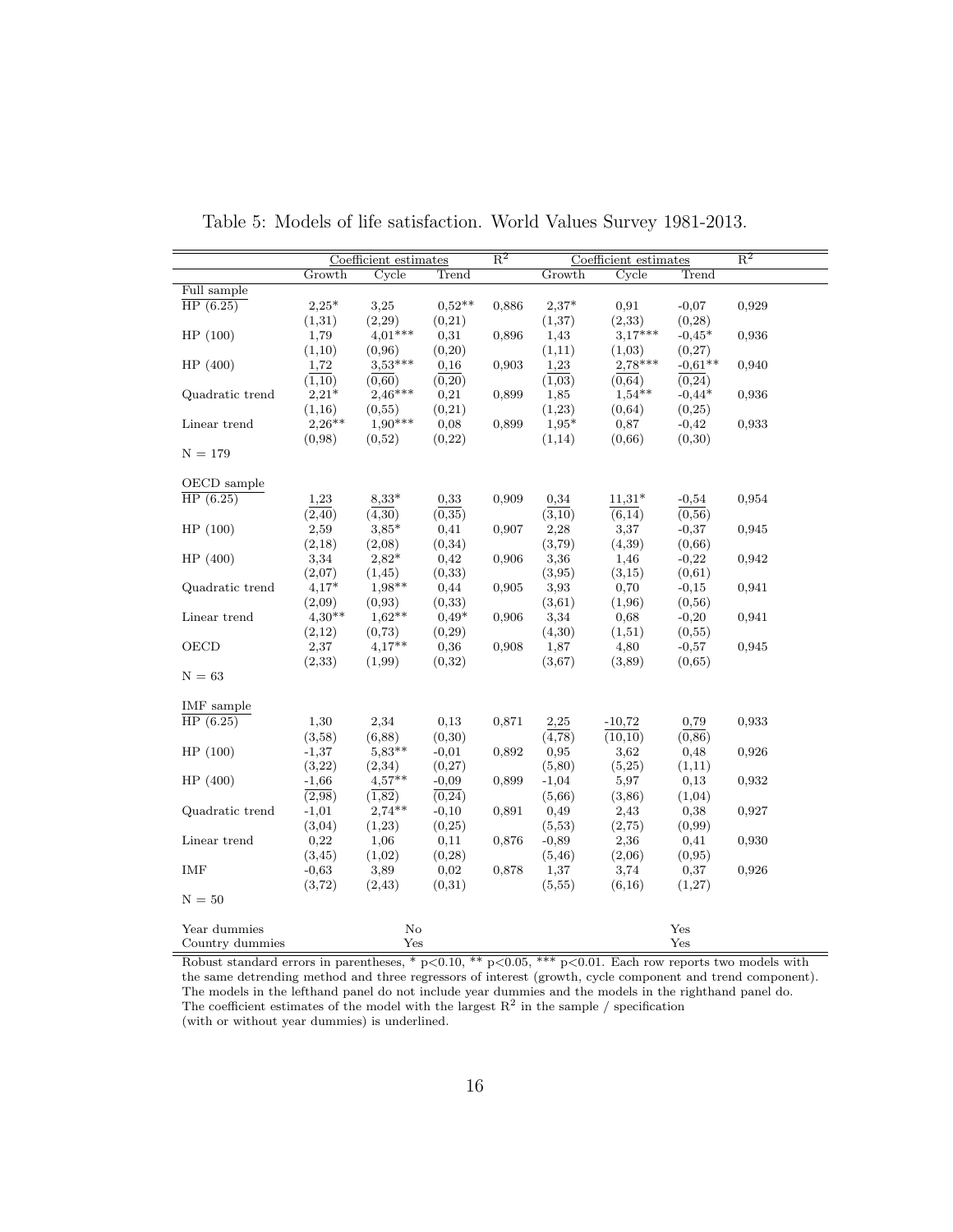Table 5: Models of life satisfaction. World Values Survey 1981-2013.

| | Coefficient estimates | | | $R^2$ | Coefficient estimates | | | $R^2$ |
|---|---|---|---|---|---|---|---|---|
| | Growth | Cycle | Trend | | Growth | Cycle | Trend | |
| **Full sample** | | | | | | | | |
| HP (6.25) | 2,25* | 3,25 | 0,52** | 0,886 | 2,37* | 0,91 | -0,07 | 0,929 |
| | (1,31) | (2,29) | (0,21) | | (1,37) | (2,33) | (0,28) | |
| HP (100) | 1,79 | 4,01*** | 0,31 | 0,896 | 1,43 | 3,17*** | -0,45* | 0,936 |
| | (1,10) | (0,96) | (0,20) | | (1,11) | (1,03) | (0,27) | |
| HP (400) | <u>1,72</u> | <u>3,53***</u> | <u>0,16</u> | 0,903 | <u>1,23</u> | <u>2,78***</u> | <u>-0,61**</u> | 0,940 |
| | <u>(1,10)</u> | <u>(0,60)</u> | <u>(0,20)</u> | | <u>(1,03)</u> | <u>(0,64)</u> | <u>(0,24)</u> | |
| Quadratic trend | 2,21* | 2,46*** | 0,21 | 0,899 | 1,85 | 1,54** | -0,44* | 0,936 |
| | (1,16) | (0,55) | (0,21) | | (1,23) | (0,64) | (0,25) | |
| Linear trend | 2,26** | 1,90*** | 0,08 | 0,899 | 1,95* | 0,87 | -0,42 | 0,933 |
| | (0,98) | (0,52) | (0,22) | | (1,14) | (0,66) | (0,30) | |
| N = 179 | | | | | | | | |
| **OECD sample** | | | | | | | | |
| HP (6.25) | <u>1,23</u> | <u>8,33*</u> | <u>0,33</u> | 0,909 | <u>0,34</u> | <u>11,31*</u> | <u>-0,54</u> | 0,954 |
| | <u>(2,40)</u> | <u>(4,30)</u> | <u>(0,35)</u> | | <u>(3,10)</u> | <u>(6,14)</u> | <u>(0,56)</u> | |
| HP (100) | 2,59 | 3,85* | 0,41 | 0,907 | 2,28 | 3,37 | -0,37 | 0,945 |
| | (2,18) | (2,08) | (0,34) | | (3,79) | (4,39) | (0,66) | |
| HP (400) | 3,34 | 2,82* | 0,42 | 0,906 | 3,36 | 1,46 | -0,22 | 0,942 |
| | (2,07) | (1,45) | (0,33) | | (3,95) | (3,15) | (0,61) | |
| Quadratic trend | 4,17* | 1,98** | 0,44 | 0,905 | 3,93 | 0,70 | -0,15 | 0,941 |
| | (2,09) | (0,93) | (0,33) | | (3,61) | (1,96) | (0,56) | |
| Linear trend | 4,30** | 1,62** | 0,49* | 0,906 | 3,34 | 0,68 | -0,20 | 0,941 |
| | (2,12) | (0,73) | (0,29) | | (4,30) | (1,51) | (0,55) | |
| OECD | 2,37 | 4,17** | 0,36 | 0,908 | 1,87 | 4,80 | -0,57 | 0,945 |
| | (2,33) | (1,99) | (0,32) | | (3,67) | (3,89) | (0,65) | |
| N = 63 | | | | | | | | |
| **IMF sample** | | | | | | | | |
| HP (6.25) | 1,30 | 2,34 | 0,13 | 0,871 | <u>2,25</u> | <u>-10,72</u> | <u>0,79</u> | 0,933 |
| | (3,58) | (6,88) | (0,30) | | <u>(4,78)</u> | <u>(10,10)</u> | <u>(0,86)</u> | |
| HP (100) | -1,37 | 5,83** | -0,01 | 0,892 | 0,95 | 3,62 | 0,48 | 0,926 |
| | (3,22) | (2,34) | (0,27) | | (5,80) | (5,25) | (1,11) | |
| HP (400) | <u>-1,66</u> | <u>4,57**</u> | <u>-0,09</u> | 0,899 | -1,04 | 5,97 | 0,13 | 0,932 |
| | <u>(2,98)</u> | <u>(1,82)</u> | <u>(0,24)</u> | | (5,66) | (3,86) | (1,04) | |
| Quadratic trend | -1,01 | 2,74** | -0,10 | 0,891 | 0,49 | 2,43 | 0,38 | 0,927 |
| | (3,04) | (1,23) | (0,25) | | (5,53) | (2,75) | (0,99) | |
| Linear trend | 0,22 | 1,06 | 0,11 | 0,876 | -0,89 | 2,36 | 0,41 | 0,930 |
| | (3,45) | (1,02) | (0,28) | | (5,46) | (2,06) | (0,95) | |
| IMF | -0,63 | 3,89 | 0,02 | 0,878 | 1,37 | 3,74 | 0,37 | 0,926 |
| | (3,72) | (2,43) | (0,31) | | (5,55) | (6,16) | (1,27) | |
| N = 50 | | | | | | | | |
| Year dummies | | No | | | | Yes | | |
| Country dummies | | Yes | | | | Yes | | |

Robust standard errors in parentheses, * p<0.10, ** p<0.05, *** p<0.01. Each row reports two models with the same detrending method and three regressors of interest (growth, cycle component and trend component). The models in the lefthand panel do not include year dummies and the models in the righthand panel do. The coefficient estimates of the model with the largest $R^2$ in the sample / specification (with or without year dummies) is underlined.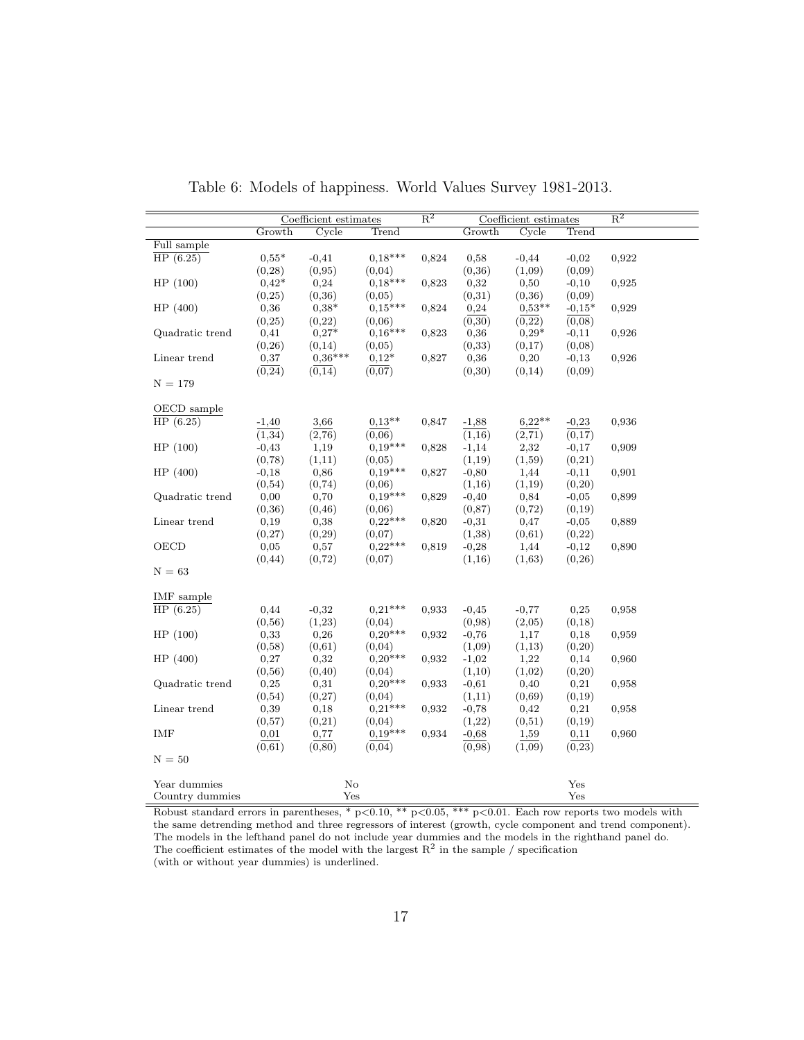Table 6: Models of happiness. World Values Survey 1981-2013.

| | Coefficient estimates | | | $R^2$ | Coefficient estimates | | | $R^2$ |
|---|---|---|---|---|---|---|---|---|
| | Growth | Cycle | Trend | | Growth | Cycle | Trend | |
| Full sample | | | | | | | | |
| HP (6.25) | 0,55* | -0,41 | 0,18*** | 0,824 | 0,58 | -0,44 | -0,02 | 0,922 |
| | (0,28) | (0,95) | (0,04) | | (0,36) | (1,09) | (0,09) | |
| HP (100) | 0,42* | 0,24 | 0,18*** | 0,823 | 0,32 | 0,50 | -0,10 | 0,925 |
| | (0,25) | (0,36) | (0,05) | | (0,31) | (0,36) | (0,09) | |
| HP (400) | 0,36 | 0,38* | 0,15*** | 0,824 | 0,24 | 0,53** | -0,15* | 0,929 |
| | (0,25) | (0,22) | (0,06) | | (0,30) | (0,22) | (0,08) | |
| Quadratic trend | 0,41 | 0,27* | 0,16*** | 0,823 | 0,36 | 0,29* | -0,11 | 0,926 |
| | (0,26) | (0,14) | (0,05) | | (0,33) | (0,17) | (0,08) | |
| Linear trend | 0,37 | 0,36*** | 0,12* | 0,827 | 0,36 | 0,20 | -0,13 | 0,926 |
| | (0,24) | (0,14) | (0,07) | | (0,30) | (0,14) | (0,09) | |
| N = 179 | | | | | | | | |
| OECD sample | | | | | | | | |
| HP (6.25) | -1,40 | 3,66 | 0,13** | 0,847 | -1,88 | 6,22** | -0,23 | 0,936 |
| | (1,34) | (2,76) | (0,06) | | (1,16) | (2,71) | (0,17) | |
| HP (100) | -0,43 | 1,19 | 0,19*** | 0,828 | -1,14 | 2,32 | -0,17 | 0,909 |
| | (0,78) | (1,11) | (0,05) | | (1,19) | (1,59) | (0,21) | |
| HP (400) | -0,18 | 0,86 | 0,19*** | 0,827 | -0,80 | 1,44 | -0,11 | 0,901 |
| | (0,54) | (0,74) | (0,06) | | (1,16) | (1,19) | (0,20) | |
| Quadratic trend | 0,00 | 0,70 | 0,19*** | 0,829 | -0,40 | 0,84 | -0,05 | 0,899 |
| | (0,36) | (0,46) | (0,06) | | (0,87) | (0,72) | (0,19) | |
| Linear trend | 0,19 | 0,38 | 0,22*** | 0,820 | -0,31 | 0,47 | -0,05 | 0,889 |
| | (0,27) | (0,29) | (0,07) | | (1,38) | (0,61) | (0,22) | |
| OECD | 0,05 | 0,57 | 0,22*** | 0,819 | -0,28 | 1,44 | -0,12 | 0,890 |
| | (0,44) | (0,72) | (0,07) | | (1,16) | (1,63) | (0,26) | |
| N = 63 | | | | | | | | |
| IMF sample | | | | | | | | |
| HP (6.25) | 0,44 | -0,32 | 0,21*** | 0,933 | -0,45 | -0,77 | 0,25 | 0,958 |
| | (0,56) | (1,23) | (0,04) | | (0,98) | (2,05) | (0,18) | |
| HP (100) | 0,33 | 0,26 | 0,20*** | 0,932 | -0,76 | 1,17 | 0,18 | 0,959 |
| | (0,58) | (0,61) | (0,04) | | (1,09) | (1,13) | (0,20) | |
| HP (400) | 0,27 | 0,32 | 0,20*** | 0,932 | -1,02 | 1,22 | 0,14 | 0,960 |
| | (0,56) | (0,40) | (0,04) | | (1,10) | (1,02) | (0,20) | |
| Quadratic trend | 0,25 | 0,31 | 0,20*** | 0,933 | -0,61 | 0,40 | 0,21 | 0,958 |
| | (0,54) | (0,27) | (0,04) | | (1,11) | (0,69) | (0,19) | |
| Linear trend | 0,39 | 0,18 | 0,21*** | 0,932 | -0,78 | 0,42 | 0,21 | 0,958 |
| | (0,57) | (0,21) | (0,04) | | (1,22) | (0,51) | (0,19) | |
| IMF | 0,01 | 0,77 | 0,19*** | 0,934 | -0,68 | 1,59 | 0,11 | 0,960 |
| | (0,61) | (0,80) | (0,04) | | (0,98) | (1,09) | (0,23) | |
| N = 50 | | | | | | | | |
| Year dummies | | No | | | | | Yes | |
| Country dummies | | Yes | | | | | Yes | |

Robust standard errors in parentheses, * p<0.10, ** p<0.05, *** p<0.01. Each row reports two models with the same detrending method and three regressors of interest (growth, cycle component and trend component). The models in the lefthand panel do not include year dummies and the models in the righthand panel do. The coefficient estimates of the model with the largest $R^2$ in the sample / specification (with or without year dummies) is underlined.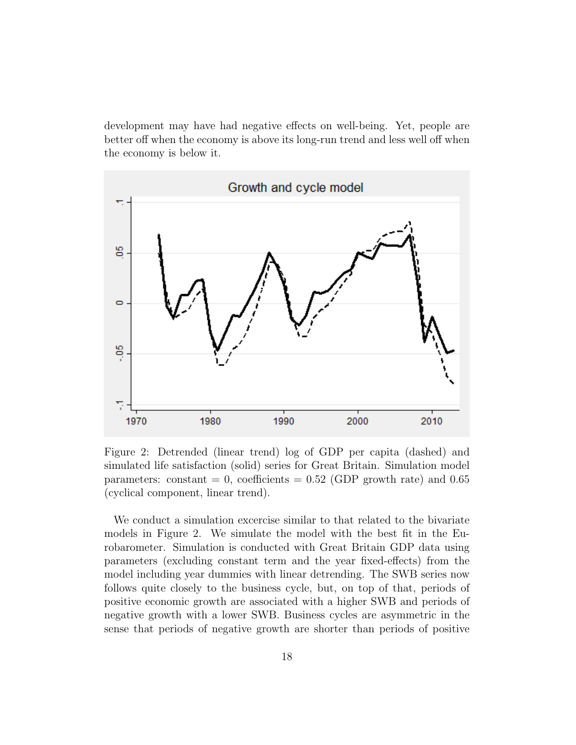development may have had negative effects on well-being. Yet, people are better off when the economy is above its long-run trend and less well off when the economy is below it.

Figure 2: Detrended (linear trend) log of GDP per capita (dashed) and simulated life satisfaction (solid) series for Great Britain. Simulation model parameters: constant = 0, coefficients = 0.52 (GDP growth rate) and 0.65 (cyclical component, linear trend).

We conduct a simulation excercise similar to that related to the bivariate models in Figure 2. We simulate the model with the best fit in the Eurobarometer. Simulation is conducted with Great Britain GDP data using parameters (excluding constant term and the year fixed-effects) from the model including year dummies with linear detrending. The SWB series now follows quite closely to the business cycle, but, on top of that, periods of positive economic growth are associated with a higher SWB and periods of negative growth with a lower SWB. Business cycles are asymmetric in the sense that periods of negative growth are shorter than periods of positive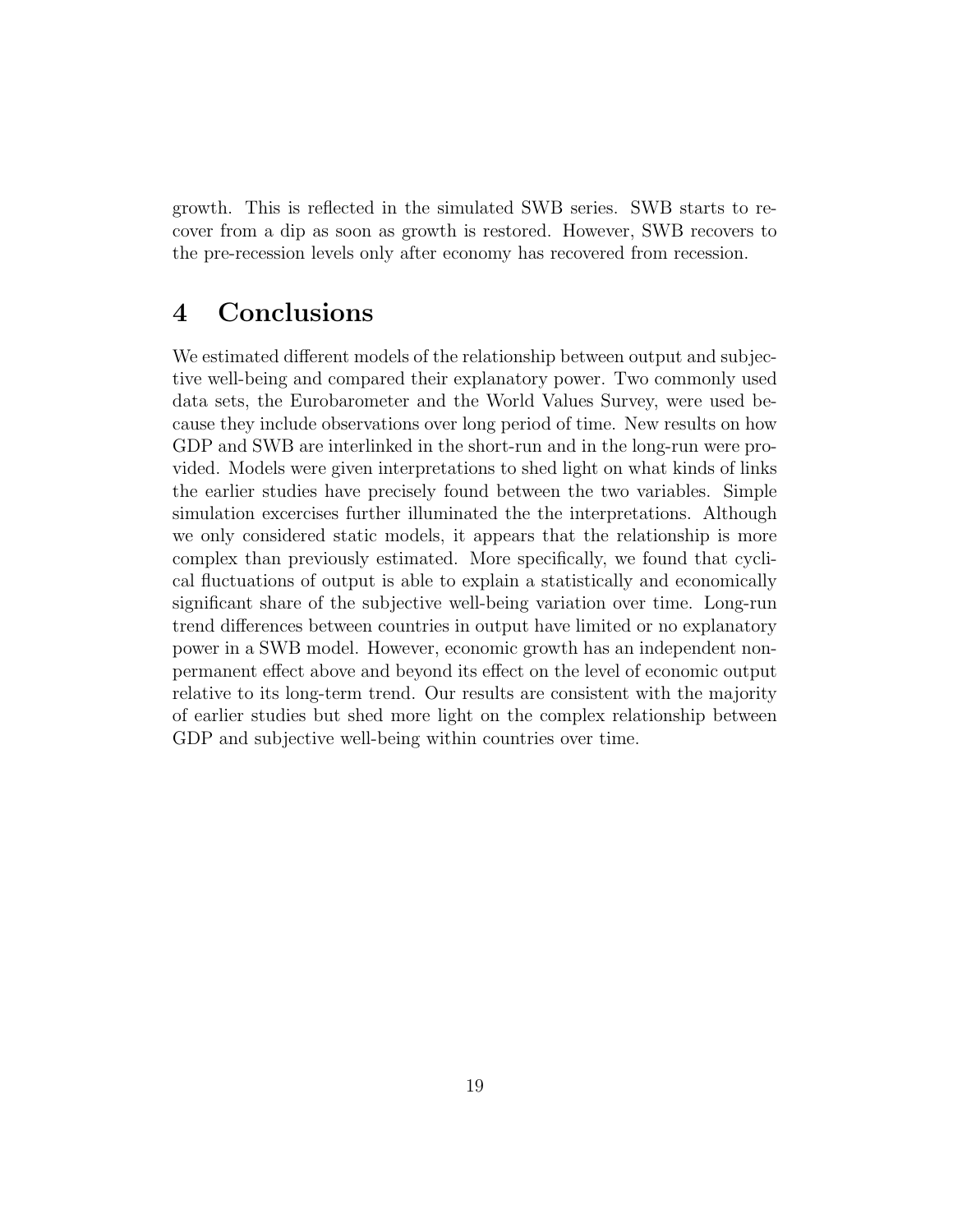growth. This is reflected in the simulated SWB series. SWB starts to recover from a dip as soon as growth is restored. However, SWB recovers to the pre-recession levels only after economy has recovered from recession.

# 4 Conclusions

We estimated different models of the relationship between output and subjective well-being and compared their explanatory power. Two commonly used data sets, the Eurobarometer and the World Values Survey, were used because they include observations over long period of time. New results on how GDP and SWB are interlinked in the short-run and in the long-run were provided. Models were given interpretations to shed light on what kinds of links the earlier studies have precisely found between the two variables. Simple simulation excercises further illuminated the the interpretations. Although we only considered static models, it appears that the relationship is more complex than previously estimated. More specifically, we found that cyclical fluctuations of output is able to explain a statistically and economically significant share of the subjective well-being variation over time. Long-run trend differences between countries in output have limited or no explanatory power in a SWB model. However, economic growth has an independent non-permanent effect above and beyond its effect on the level of economic output relative to its long-term trend. Our results are consistent with the majority of earlier studies but shed more light on the complex relationship between GDP and subjective well-being within countries over time.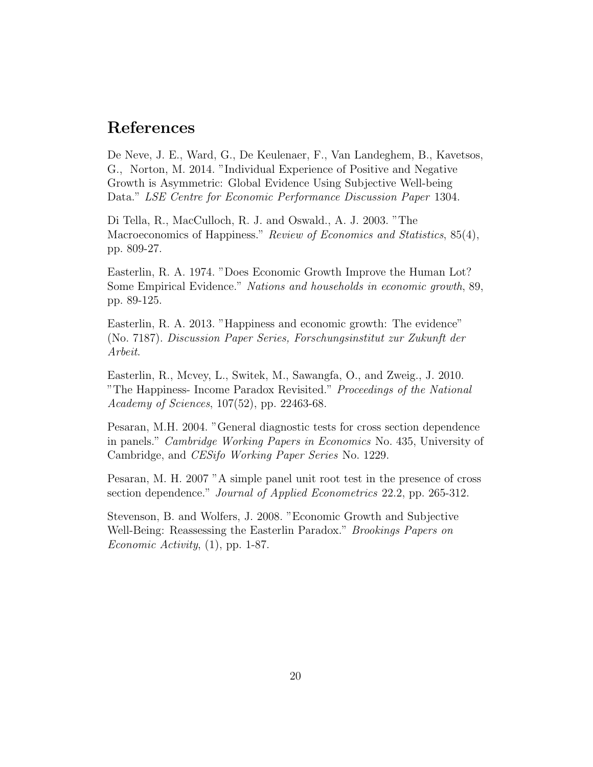# References

De Neve, J. E., Ward, G., De Keulenaer, F., Van Landeghem, B., Kavetsos, G., Norton, M. 2014. "Individual Experience of Positive and Negative Growth is Asymmetric: Global Evidence Using Subjective Well-being Data." *LSE Centre for Economic Performance Discussion Paper* 1304.

Di Tella, R., MacCulloch, R. J. and Oswald., A. J. 2003. "The Macroeconomics of Happiness." *Review of Economics and Statistics*, 85(4), pp. 809-27.

Easterlin, R. A. 1974. "Does Economic Growth Improve the Human Lot? Some Empirical Evidence." *Nations and households in economic growth*, 89, pp. 89-125.

Easterlin, R. A. 2013. "Happiness and economic growth: The evidence" (No. 7187). *Discussion Paper Series, Forschungsinstitut zur Zukunft der Arbeit*.

Easterlin, R., Mcvey, L., Switek, M., Sawangfa, O., and Zweig., J. 2010. "The Happiness- Income Paradox Revisited." *Proceedings of the National Academy of Sciences*, 107(52), pp. 22463-68.

Pesaran, M.H. 2004. "General diagnostic tests for cross section dependence in panels." *Cambridge Working Papers in Economics* No. 435, University of Cambridge, and *CESifo Working Paper Series* No. 1229.

Pesaran, M. H. 2007 "A simple panel unit root test in the presence of cross section dependence." *Journal of Applied Econometrics* 22.2, pp. 265-312.

Stevenson, B. and Wolfers, J. 2008. "Economic Growth and Subjective Well-Being: Reassessing the Easterlin Paradox." *Brookings Papers on Economic Activity*, (1), pp. 1-87.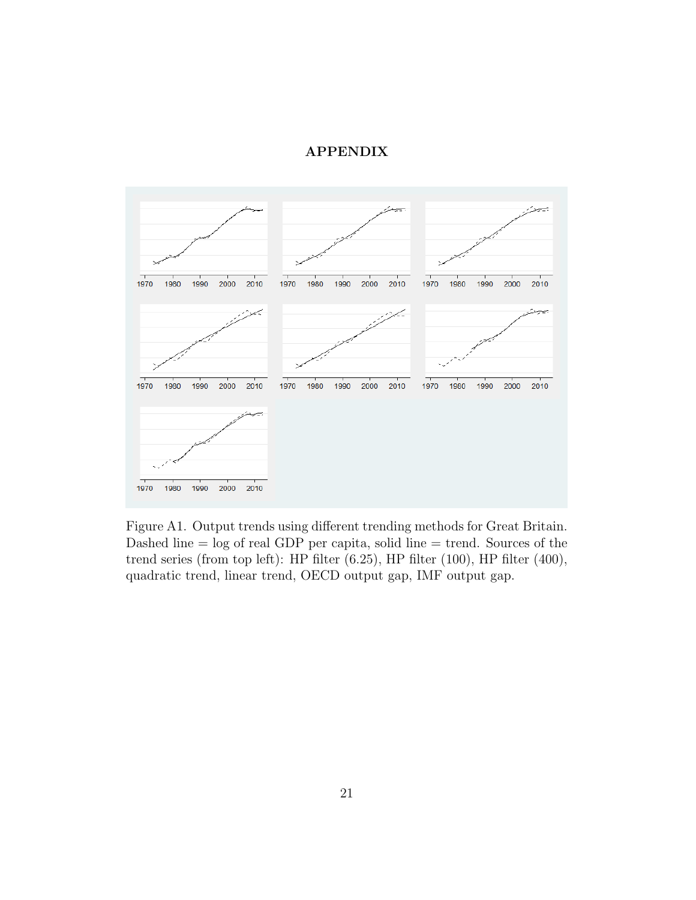# APPENDIX

Figure A1. Output trends using different trending methods for Great Britain. Dashed line = log of real GDP per capita, solid line = trend. Sources of the trend series (from top left): HP filter (6.25), HP filter (100), HP filter (400), quadratic trend, linear trend, OECD output gap, IMF output gap.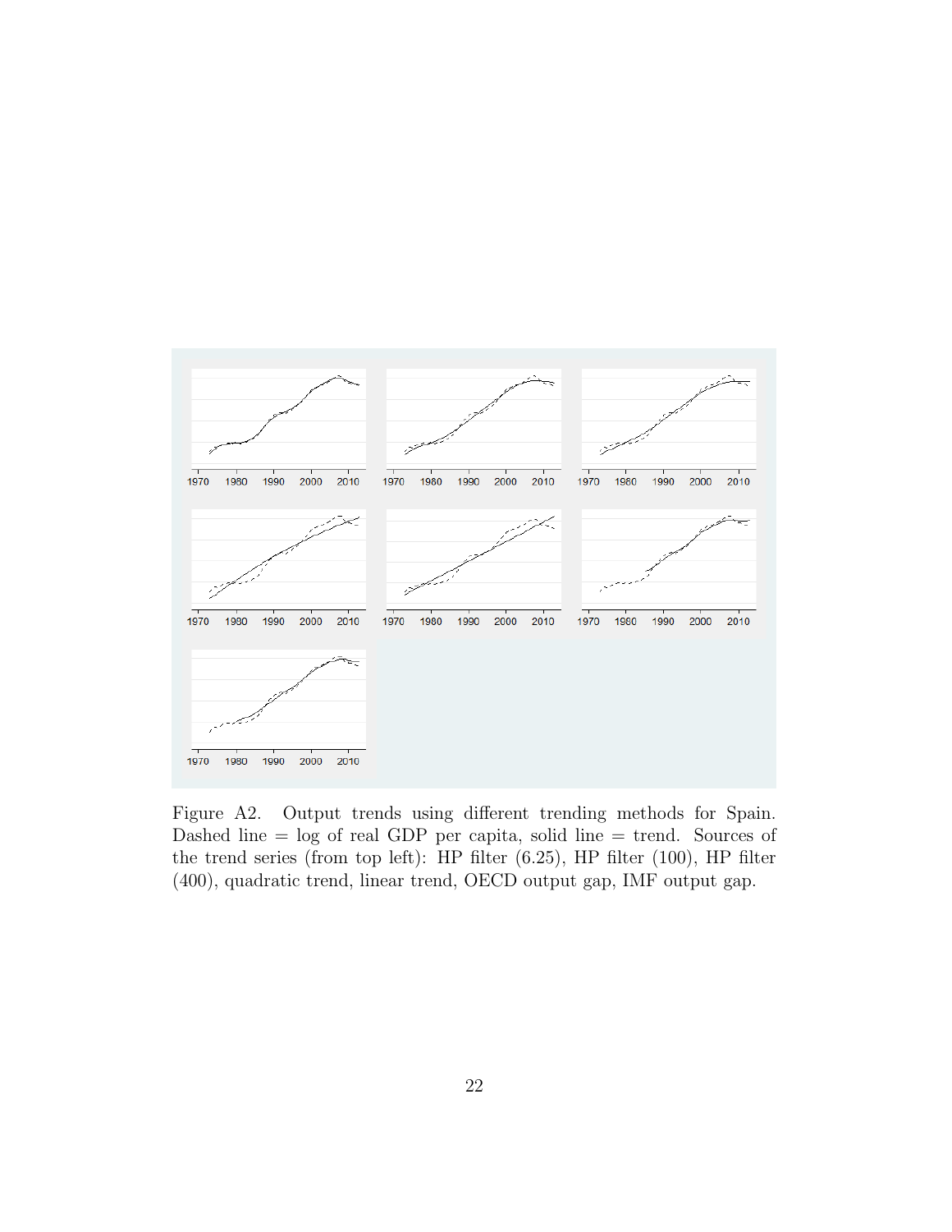1970 1980 1990 2000 2010

1970 1980 1990 2000 2010

1970 1980 1990 2000 2010

1970 1980 1990 2000 2010

1970 1980 1990 2000 2010

1970 1980 1990 2000 2010

1970 1980 1990 2000 2010

Figure A2. Output trends using different trending methods for Spain. Dashed line = log of real GDP per capita, solid line = trend. Sources of the trend series (from top left): HP filter (6.25), HP filter (100), HP filter (400), quadratic trend, linear trend, OECD output gap, IMF output gap.